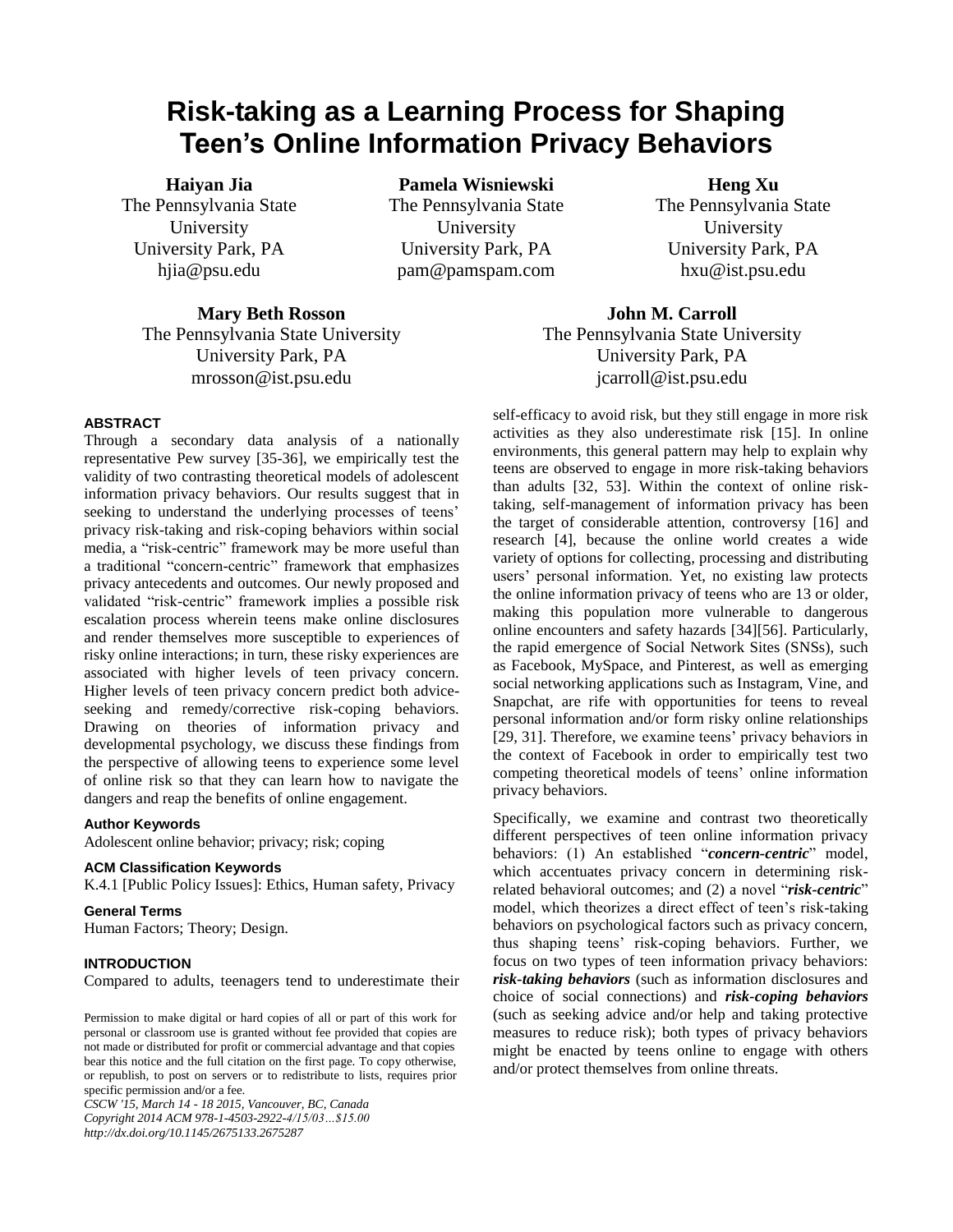# Risk-taking as a Learning Process for Shaping Teen's Online Information Privacy Behaviors

**Haiyan Jia**
The Pennsylvania State University
University Park, PA
hjia@psu.edu

**Pamela Wisniewski**
The Pennsylvania State University
University Park, PA
pam@pamspam.com

**Heng Xu**
The Pennsylvania State University
University Park, PA
hxu@ist.psu.edu

**Mary Beth Rosson**
The Pennsylvania State University
University Park, PA
mrosson@ist.psu.edu

**John M. Carroll**
The Pennsylvania State University
University Park, PA
jcarroll@ist.psu.edu

### ABSTRACT

Through a secondary data analysis of a nationally representative Pew survey [35-36], we empirically test the validity of two contrasting theoretical models of adolescent information privacy behaviors. Our results suggest that in seeking to understand the underlying processes of teens' privacy risk-taking and risk-coping behaviors within social media, a "risk-centric" framework may be more useful than a traditional "concern-centric" framework that emphasizes privacy antecedents and outcomes. Our newly proposed and validated "risk-centric" framework implies a possible risk escalation process wherein teens make online disclosures and render themselves more susceptible to experiences of risky online interactions; in turn, these risky experiences are associated with higher levels of teen privacy concern. Higher levels of teen privacy concern predict both advice-seeking and remedy/corrective risk-coping behaviors. Drawing on theories of information privacy and developmental psychology, we discuss these findings from the perspective of allowing teens to experience some level of online risk so that they can learn how to navigate the dangers and reap the benefits of online engagement.

#### Author Keywords

Adolescent online behavior; privacy; risk; coping

#### ACM Classification Keywords

K.4.1 [Public Policy Issues]: Ethics, Human safety, Privacy

#### General Terms

Human Factors; Theory; Design.

### INTRODUCTION

Compared to adults, teenagers tend to underestimate their self-efficacy to avoid risk, but they still engage in more risk activities as they also underestimate risk [15]. In online environments, this general pattern may help to explain why teens are observed to engage in more risk-taking behaviors than adults [32, 53]. Within the context of online risk-taking, self-management of information privacy has been the target of considerable attention, controversy [16] and research [4], because the online world creates a wide variety of options for collecting, processing and distributing users' personal information. Yet, no existing law protects the online information privacy of teens who are 13 or older, making this population more vulnerable to dangerous online encounters and safety hazards [34][56]. Particularly, the rapid emergence of Social Network Sites (SNSs), such as Facebook, MySpace, and Pinterest, as well as emerging social networking applications such as Instagram, Vine, and Snapchat, are rife with opportunities for teens to reveal personal information and/or form risky online relationships [29, 31]. Therefore, we examine teens' privacy behaviors in the context of Facebook in order to empirically test two competing theoretical models of teens' online information privacy behaviors.

Specifically, we examine and contrast two theoretically different perspectives of teen online information privacy behaviors: (1) An established "***concern-centric***" model, which accentuates privacy concern in determining risk-related behavioral outcomes; and (2) a novel "***risk-centric***" model, which theorizes a direct effect of teen's risk-taking behaviors on psychological factors such as privacy concern, thus shaping teens' risk-coping behaviors. Further, we focus on two types of teen information privacy behaviors: ***risk-taking behaviors*** (such as information disclosures and choice of social connections) and ***risk-coping behaviors*** (such as seeking advice and/or help and taking protective measures to reduce risk); both types of privacy behaviors might be enacted by teens online to engage with others and/or protect themselves from online threats.

Permission to make digital or hard copies of all or part of this work for personal or classroom use is granted without fee provided that copies are not made or distributed for profit or commercial advantage and that copies bear this notice and the full citation on the first page. To copy otherwise, or republish, to post on servers or to redistribute to lists, requires prior specific permission and/or a fee.
*CSCW '15, March 14 - 18 2015, Vancouver, BC, Canada*
*Copyright 2014 ACM 978-1-4503-2922-4/15/03…$15.00*
*http://dx.doi.org/10.1145/2675133.2675287*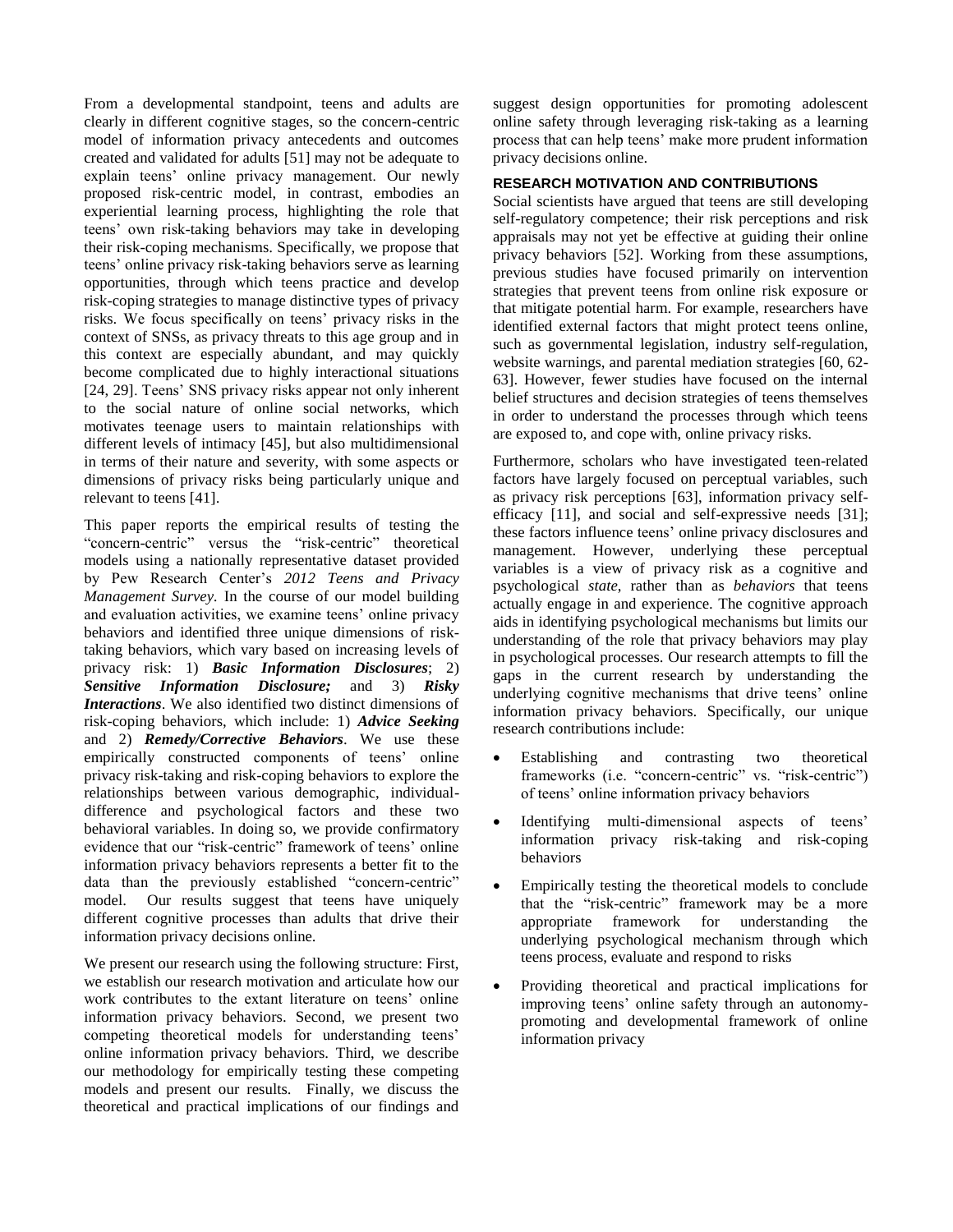From a developmental standpoint, teens and adults are clearly in different cognitive stages, so the concern-centric model of information privacy antecedents and outcomes created and validated for adults [51] may not be adequate to explain teens' online privacy management. Our newly proposed risk-centric model, in contrast, embodies an experiential learning process, highlighting the role that teens' own risk-taking behaviors may take in developing their risk-coping mechanisms. Specifically, we propose that teens' online privacy risk-taking behaviors serve as learning opportunities, through which teens practice and develop risk-coping strategies to manage distinctive types of privacy risks. We focus specifically on teens' privacy risks in the context of SNSs, as privacy threats to this age group and in this context are especially abundant, and may quickly become complicated due to highly interactional situations [24, 29]. Teens' SNS privacy risks appear not only inherent to the social nature of online social networks, which motivates teenage users to maintain relationships with different levels of intimacy [45], but also multidimensional in terms of their nature and severity, with some aspects or dimensions of privacy risks being particularly unique and relevant to teens [41].

This paper reports the empirical results of testing the "concern-centric" versus the "risk-centric" theoretical models using a nationally representative dataset provided by Pew Research Center's *2012 Teens and Privacy Management Survey*. In the course of our model building and evaluation activities, we examine teens' online privacy behaviors and identified three unique dimensions of risk-taking behaviors, which vary based on increasing levels of privacy risk: 1) ***Basic Information Disclosures***; 2) ***Sensitive Information Disclosure;*** and 3) ***Risky Interactions***. We also identified two distinct dimensions of risk-coping behaviors, which include: 1) ***Advice Seeking*** and 2) ***Remedy/Corrective Behaviors***. We use these empirically constructed components of teens' online privacy risk-taking and risk-coping behaviors to explore the relationships between various demographic, individual-difference and psychological factors and these two behavioral variables. In doing so, we provide confirmatory evidence that our "risk-centric" framework of teens' online information privacy behaviors represents a better fit to the data than the previously established "concern-centric" model. Our results suggest that teens have uniquely different cognitive processes than adults that drive their information privacy decisions online.

We present our research using the following structure: First, we establish our research motivation and articulate how our work contributes to the extant literature on teens' online information privacy behaviors. Second, we present two competing theoretical models for understanding teens' online information privacy behaviors. Third, we describe our methodology for empirically testing these competing models and present our results. Finally, we discuss the theoretical and practical implications of our findings and suggest design opportunities for promoting adolescent online safety through leveraging risk-taking as a learning process that can help teens' make more prudent information privacy decisions online.

## RESEARCH MOTIVATION AND CONTRIBUTIONS

Social scientists have argued that teens are still developing self-regulatory competence; their risk perceptions and risk appraisals may not yet be effective at guiding their online privacy behaviors [52]. Working from these assumptions, previous studies have focused primarily on intervention strategies that prevent teens from online risk exposure or that mitigate potential harm. For example, researchers have identified external factors that might protect teens online, such as governmental legislation, industry self-regulation, website warnings, and parental mediation strategies [60, 62-63]. However, fewer studies have focused on the internal belief structures and decision strategies of teens themselves in order to understand the processes through which teens are exposed to, and cope with, online privacy risks.

Furthermore, scholars who have investigated teen-related factors have largely focused on perceptual variables, such as privacy risk perceptions [63], information privacy self-efficacy [11], and social and self-expressive needs [31]; these factors influence teens' online privacy disclosures and management. However, underlying these perceptual variables is a view of privacy risk as a cognitive and psychological *state*, rather than as *behaviors* that teens actually engage in and experience. The cognitive approach aids in identifying psychological mechanisms but limits our understanding of the role that privacy behaviors may play in psychological processes. Our research attempts to fill the gaps in the current research by understanding the underlying cognitive mechanisms that drive teens' online information privacy behaviors. Specifically, our unique research contributions include:

- Establishing and contrasting two theoretical frameworks (i.e. "concern-centric" vs. "risk-centric") of teens' online information privacy behaviors
- Identifying multi-dimensional aspects of teens' information privacy risk-taking and risk-coping behaviors
- Empirically testing the theoretical models to conclude that the "risk-centric" framework may be a more appropriate framework for understanding the underlying psychological mechanism through which teens process, evaluate and respond to risks
- Providing theoretical and practical implications for improving teens' online safety through an autonomy-promoting and developmental framework of online information privacy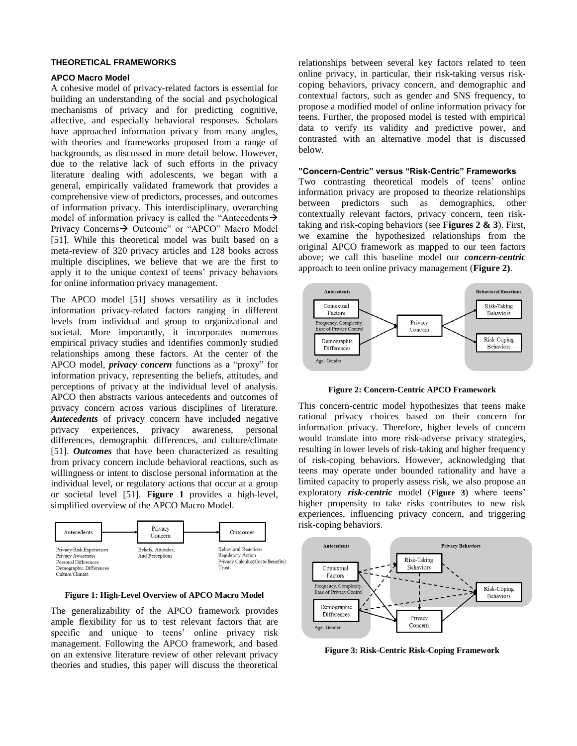## THEORETICAL FRAMEWORKS

### APCO Macro Model

A cohesive model of privacy-related factors is essential for building an understanding of the social and psychological mechanisms of privacy and for predicting cognitive, affective, and especially behavioral responses. Scholars have approached information privacy from many angles, with theories and frameworks proposed from a range of backgrounds, as discussed in more detail below. However, due to the relative lack of such efforts in the privacy literature dealing with adolescents, we began with a general, empirically validated framework that provides a comprehensive view of predictors, processes, and outcomes of information privacy. This interdisciplinary, overarching model of information privacy is called the "Antecedents→ Privacy Concerns→ Outcome" or "APCO" Macro Model [51]. While this theoretical model was built based on a meta-review of 320 privacy articles and 128 books across multiple disciplines, we believe that we are the first to apply it to the unique context of teens' privacy behaviors for online information privacy management.

The APCO model [51] shows versatility as it includes information privacy-related factors ranging in different levels from individual and group to organizational and societal. More importantly, it incorporates numerous empirical privacy studies and identifies commonly studied relationships among these factors. At the center of the APCO model, ***privacy concern*** functions as a "proxy" for information privacy, representing the beliefs, attitudes, and perceptions of privacy at the individual level of analysis. APCO then abstracts various antecedents and outcomes of privacy concern across various disciplines of literature. ***Antecedents*** of privacy concern have included negative privacy experiences, privacy awareness, personal differences, demographic differences, and culture/climate [51]. ***Outcomes*** that have been characterized as resulting from privacy concern include behavioral reactions, such as willingness or intent to disclose personal information at the individual level, or regulatory actions that occur at a group or societal level [51]. **Figure 1** provides a high-level, simplified overview of the APCO Macro Model.

**Figure 1: High-Level Overview of APCO Macro Model**

The generalizability of the APCO framework provides ample flexibility for us to test relevant factors that are specific and unique to teens' online privacy risk management. Following the APCO framework, and based on an extensive literature review of other relevant privacy theories and studies, this paper will discuss the theoretical relationships between several key factors related to teen online privacy, in particular, their risk-taking versus risk-coping behaviors, privacy concern, and demographic and contextual factors, such as gender and SNS frequency, to propose a modified model of online information privacy for teens. Further, the proposed model is tested with empirical data to verify its validity and predictive power, and contrasted with an alternative model that is discussed below.

### "Concern-Centric" versus "Risk-Centric" Frameworks

Two contrasting theoretical models of teens' online information privacy are proposed to theorize relationships between predictors such as demographics, other contextually relevant factors, privacy concern, teen risk-taking and risk-coping behaviors (see **Figures 2 & 3**). First, we examine the hypothesized relationships from the original APCO framework as mapped to our teen factors above; we call this baseline model our ***concern-centric*** approach to teen online privacy management (**Figure 2)**.

**Figure 2: Concern-Centric APCO Framework**

This concern-centric model hypothesizes that teens make rational privacy choices based on their concern for information privacy. Therefore, higher levels of concern would translate into more risk-adverse privacy strategies, resulting in lower levels of risk-taking and higher frequency of risk-coping behaviors. However, acknowledging that teens may operate under bounded rationality and have a limited capacity to properly assess risk, we also propose an exploratory ***risk-centric*** model (**Figure 3**) where teens' higher propensity to take risks contributes to new risk experiences, influencing privacy concern, and triggering risk-coping behaviors.

**Figure 3: Risk-Centric Risk-Coping Framework**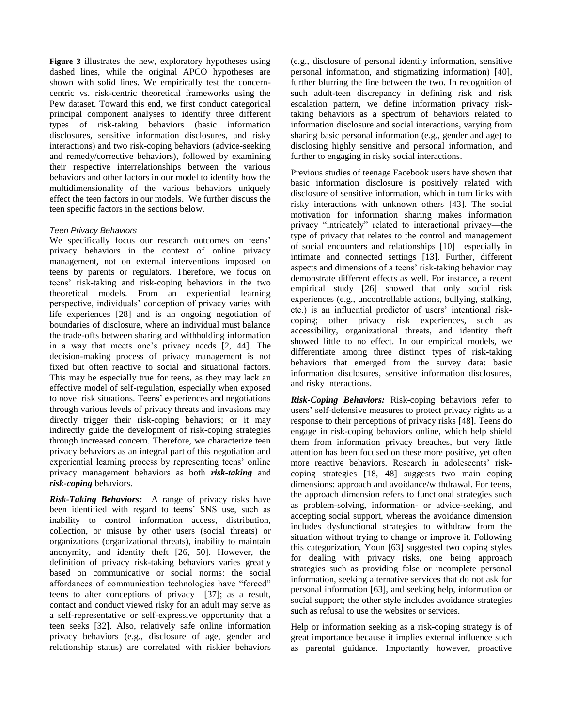**Figure 3** illustrates the new, exploratory hypotheses using dashed lines, while the original APCO hypotheses are shown with solid lines. We empirically test the concern-centric vs. risk-centric theoretical frameworks using the Pew dataset. Toward this end, we first conduct categorical principal component analyses to identify three different types of risk-taking behaviors (basic information disclosures, sensitive information disclosures, and risky interactions) and two risk-coping behaviors (advice-seeking and remedy/corrective behaviors), followed by examining their respective interrelationships between the various behaviors and other factors in our model to identify how the multidimensionality of the various behaviors uniquely effect the teen factors in our models. We further discuss the teen specific factors in the sections below.

### *Teen Privacy Behaviors*

We specifically focus our research outcomes on teens' privacy behaviors in the context of online privacy management, not on external interventions imposed on teens by parents or regulators. Therefore, we focus on teens' risk-taking and risk-coping behaviors in the two theoretical models. From an experiential learning perspective, individuals' conception of privacy varies with life experiences [28] and is an ongoing negotiation of boundaries of disclosure, where an individual must balance the trade-offs between sharing and withholding information in a way that meets one's privacy needs [2, 44]. The decision-making process of privacy management is not fixed but often reactive to social and situational factors. This may be especially true for teens, as they may lack an effective model of self-regulation, especially when exposed to novel risk situations. Teens' experiences and negotiations through various levels of privacy threats and invasions may directly trigger their risk-coping behaviors; or it may indirectly guide the development of risk-coping strategies through increased concern. Therefore, we characterize teen privacy behaviors as an integral part of this negotiation and experiential learning process by representing teens' online privacy management behaviors as both ***risk-taking*** and ***risk-coping*** behaviors.

***Risk-Taking Behaviors:*** A range of privacy risks have been identified with regard to teens' SNS use, such as inability to control information access, distribution, collection, or misuse by other users (social threats) or organizations (organizational threats), inability to maintain anonymity, and identity theft [26, 50]. However, the definition of privacy risk-taking behaviors varies greatly based on communicative or social norms: the social affordances of communication technologies have "forced" teens to alter conceptions of privacy [37]; as a result, contact and conduct viewed risky for an adult may serve as a self-representative or self-expressive opportunity that a teen seeks [32]. Also, relatively safe online information privacy behaviors (e.g., disclosure of age, gender and relationship status) are correlated with riskier behaviors (e.g., disclosure of personal identity information, sensitive personal information, and stigmatizing information) [40], further blurring the line between the two. In recognition of such adult-teen discrepancy in defining risk and risk escalation pattern, we define information privacy risk-taking behaviors as a spectrum of behaviors related to information disclosure and social interactions, varying from sharing basic personal information (e.g., gender and age) to disclosing highly sensitive and personal information, and further to engaging in risky social interactions.

Previous studies of teenage Facebook users have shown that basic information disclosure is positively related with disclosure of sensitive information, which in turn links with risky interactions with unknown others [43]. The social motivation for information sharing makes information privacy "intricately" related to interactional privacy—the type of privacy that relates to the control and management of social encounters and relationships [10]—especially in intimate and connected settings [13]. Further, different aspects and dimensions of a teens' risk-taking behavior may demonstrate different effects as well. For instance, a recent empirical study [26] showed that only social risk experiences (e.g., uncontrollable actions, bullying, stalking, etc.) is an influential predictor of users' intentional risk-coping; other privacy risk experiences, such as accessibility, organizational threats, and identity theft showed little to no effect. In our empirical models, we differentiate among three distinct types of risk-taking behaviors that emerged from the survey data: basic information disclosures, sensitive information disclosures, and risky interactions.

***Risk-Coping Behaviors:*** Risk-coping behaviors refer to users' self-defensive measures to protect privacy rights as a response to their perceptions of privacy risks [48]. Teens do engage in risk-coping behaviors online, which help shield them from information privacy breaches, but very little attention has been focused on these more positive, yet often more reactive behaviors. Research in adolescents' risk-coping strategies [18, 48] suggests two main coping dimensions: approach and avoidance/withdrawal. For teens, the approach dimension refers to functional strategies such as problem-solving, information- or advice-seeking, and accepting social support, whereas the avoidance dimension includes dysfunctional strategies to withdraw from the situation without trying to change or improve it. Following this categorization, Youn [63] suggested two coping styles for dealing with privacy risks, one being approach strategies such as providing false or incomplete personal information, seeking alternative services that do not ask for personal information [63], and seeking help, information or social support; the other style includes avoidance strategies such as refusal to use the websites or services.

Help or information seeking as a risk-coping strategy is of great importance because it implies external influence such as parental guidance. Importantly however, proactive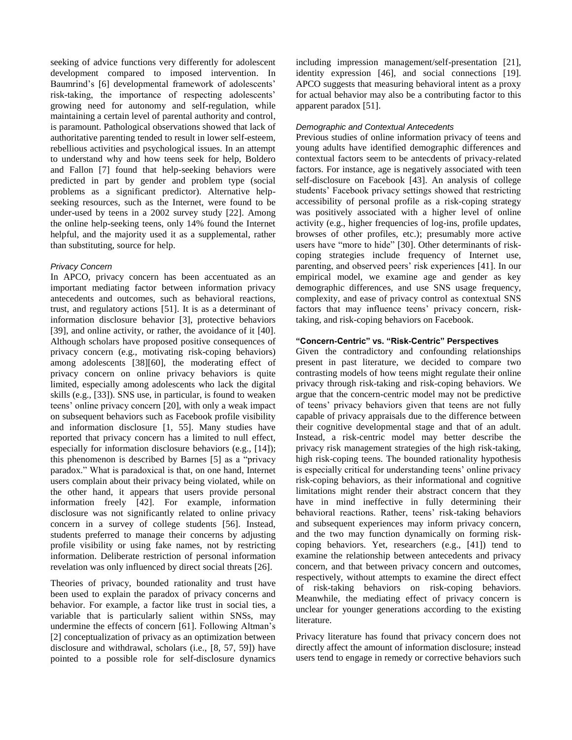seeking of advice functions very differently for adolescent development compared to imposed intervention. In Baumrind's [6] developmental framework of adolescents' risk-taking, the importance of respecting adolescents' growing need for autonomy and self-regulation, while maintaining a certain level of parental authority and control, is paramount. Pathological observations showed that lack of authoritative parenting tended to result in lower self-esteem, rebellious activities and psychological issues. In an attempt to understand why and how teens seek for help, Boldero and Fallon [7] found that help-seeking behaviors were predicted in part by gender and problem type (social problems as a significant predictor). Alternative help-seeking resources, such as the Internet, were found to be under-used by teens in a 2002 survey study [22]. Among the online help-seeking teens, only 14% found the Internet helpful, and the majority used it as a supplemental, rather than substituting, source for help.

#### *Privacy Concern*

In APCO, privacy concern has been accentuated as an important mediating factor between information privacy antecedents and outcomes, such as behavioral reactions, trust, and regulatory actions [51]. It is as a determinant of information disclosure behavior [3], protective behaviors [39], and online activity, or rather, the avoidance of it [40]. Although scholars have proposed positive consequences of privacy concern (e.g., motivating risk-coping behaviors) among adolescents [38][60], the moderating effect of privacy concern on online privacy behaviors is quite limited, especially among adolescents who lack the digital skills (e.g., [33]). SNS use, in particular, is found to weaken teens' online privacy concern [20], with only a weak impact on subsequent behaviors such as Facebook profile visibility and information disclosure [1, 55]. Many studies have reported that privacy concern has a limited to null effect, especially for information disclosure behaviors (e.g., [14]); this phenomenon is described by Barnes [5] as a "privacy paradox." What is paradoxical is that, on one hand, Internet users complain about their privacy being violated, while on the other hand, it appears that users provide personal information freely [42]. For example, information disclosure was not significantly related to online privacy concern in a survey of college students [56]. Instead, students preferred to manage their concerns by adjusting profile visibility or using fake names, not by restricting information. Deliberate restriction of personal information revelation was only influenced by direct social threats [26].

Theories of privacy, bounded rationality and trust have been used to explain the paradox of privacy concerns and behavior. For example, a factor like trust in social ties, a variable that is particularly salient within SNSs, may undermine the effects of concern [61]. Following Altman's [2] conceptualization of privacy as an optimization between disclosure and withdrawal, scholars (i.e., [8, 57, 59]) have pointed to a possible role for self-disclosure dynamics including impression management/self-presentation [21], identity expression [46], and social connections [19]. APCO suggests that measuring behavioral intent as a proxy for actual behavior may also be a contributing factor to this apparent paradox [51].

#### *Demographic and Contextual Antecedents*

Previous studies of online information privacy of teens and young adults have identified demographic differences and contextual factors seem to be antecdents of privacy-related factors. For instance, age is negatively associated with teen self-disclosure on Facebook [43]. An analysis of college students' Facebook privacy settings showed that restricting accessibility of personal profile as a risk-coping strategy was positively associated with a higher level of online activity (e.g., higher frequencies of log-ins, profile updates, browses of other profiles, etc.); presumably more active users have "more to hide" [30]. Other determinants of risk-coping strategies include frequency of Internet use, parenting, and observed peers' risk experiences [41]. In our empirical model, we examine age and gender as key demographic differences, and use SNS usage frequency, complexity, and ease of privacy control as contextual SNS factors that may influence teens' privacy concern, risk-taking, and risk-coping behaviors on Facebook.

### **"Concern-Centric" vs. "Risk-Centric" Perspectives**

Given the contradictory and confounding relationships present in past literature, we decided to compare two contrasting models of how teens might regulate their online privacy through risk-taking and risk-coping behaviors. We argue that the concern-centric model may not be predictive of teens' privacy behaviors given that teens are not fully capable of privacy appraisals due to the difference between their cognitive developmental stage and that of an adult. Instead, a risk-centric model may better describe the privacy risk management strategies of the high risk-taking, high risk-coping teens. The bounded rationality hypothesis is especially critical for understanding teens' online privacy risk-coping behaviors, as their informational and cognitive limitations might render their abstract concern that they have in mind ineffective in fully determining their behavioral reactions. Rather, teens' risk-taking behaviors and subsequent experiences may inform privacy concern, and the two may function dynamically on forming risk-coping behaviors. Yet, researchers (e.g., [41]) tend to examine the relationship between antecedents and privacy concern, and that between privacy concern and outcomes, respectively, without attempts to examine the direct effect of risk-taking behaviors on risk-coping behaviors. Meanwhile, the mediating effect of privacy concern is unclear for younger generations according to the existing literature.

Privacy literature has found that privacy concern does not directly affect the amount of information disclosure; instead users tend to engage in remedy or corrective behaviors such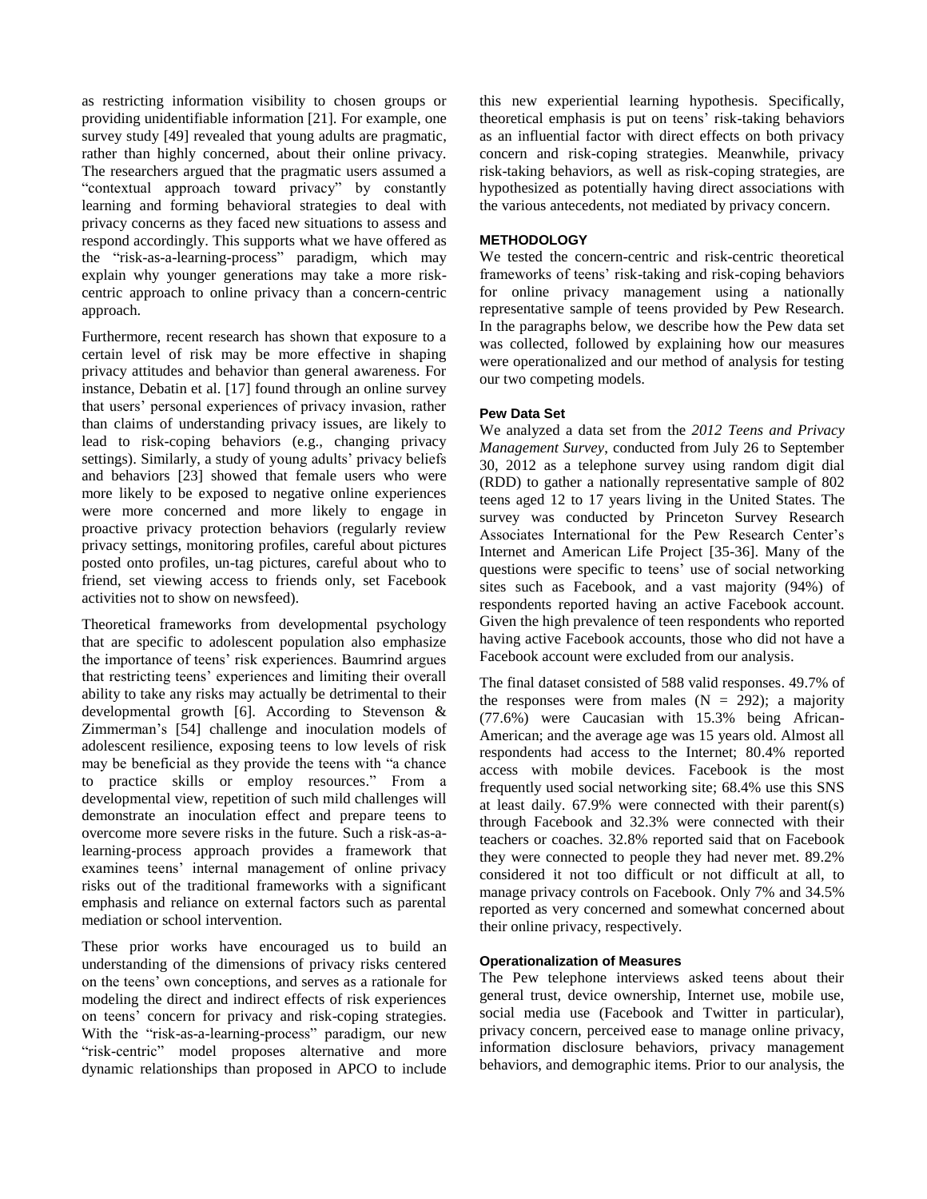as restricting information visibility to chosen groups or providing unidentifiable information [21]. For example, one survey study [49] revealed that young adults are pragmatic, rather than highly concerned, about their online privacy. The researchers argued that the pragmatic users assumed a "contextual approach toward privacy" by constantly learning and forming behavioral strategies to deal with privacy concerns as they faced new situations to assess and respond accordingly. This supports what we have offered as the "risk-as-a-learning-process" paradigm, which may explain why younger generations may take a more risk-centric approach to online privacy than a concern-centric approach.

Furthermore, recent research has shown that exposure to a certain level of risk may be more effective in shaping privacy attitudes and behavior than general awareness. For instance, Debatin et al. [17] found through an online survey that users' personal experiences of privacy invasion, rather than claims of understanding privacy issues, are likely to lead to risk-coping behaviors (e.g., changing privacy settings). Similarly, a study of young adults' privacy beliefs and behaviors [23] showed that female users who were more likely to be exposed to negative online experiences were more concerned and more likely to engage in proactive privacy protection behaviors (regularly review privacy settings, monitoring profiles, careful about pictures posted onto profiles, un-tag pictures, careful about who to friend, set viewing access to friends only, set Facebook activities not to show on newsfeed).

Theoretical frameworks from developmental psychology that are specific to adolescent population also emphasize the importance of teens' risk experiences. Baumrind argues that restricting teens' experiences and limiting their overall ability to take any risks may actually be detrimental to their developmental growth [6]. According to Stevenson & Zimmerman's [54] challenge and inoculation models of adolescent resilience, exposing teens to low levels of risk may be beneficial as they provide the teens with "a chance to practice skills or employ resources." From a developmental view, repetition of such mild challenges will demonstrate an inoculation effect and prepare teens to overcome more severe risks in the future. Such a risk-as-a-learning-process approach provides a framework that examines teens' internal management of online privacy risks out of the traditional frameworks with a significant emphasis and reliance on external factors such as parental mediation or school intervention.

These prior works have encouraged us to build an understanding of the dimensions of privacy risks centered on the teens' own conceptions, and serves as a rationale for modeling the direct and indirect effects of risk experiences on teens' concern for privacy and risk-coping strategies. With the "risk-as-a-learning-process" paradigm, our new "risk-centric" model proposes alternative and more dynamic relationships than proposed in APCO to include this new experiential learning hypothesis. Specifically, theoretical emphasis is put on teens' risk-taking behaviors as an influential factor with direct effects on both privacy concern and risk-coping strategies. Meanwhile, privacy risk-taking behaviors, as well as risk-coping strategies, are hypothesized as potentially having direct associations with the various antecedents, not mediated by privacy concern.

## METHODOLOGY

We tested the concern-centric and risk-centric theoretical frameworks of teens' risk-taking and risk-coping behaviors for online privacy management using a nationally representative sample of teens provided by Pew Research. In the paragraphs below, we describe how the Pew data set was collected, followed by explaining how our measures were operationalized and our method of analysis for testing our two competing models.

### Pew Data Set

We analyzed a data set from the *2012 Teens and Privacy Management Survey*, conducted from July 26 to September 30, 2012 as a telephone survey using random digit dial (RDD) to gather a nationally representative sample of 802 teens aged 12 to 17 years living in the United States. The survey was conducted by Princeton Survey Research Associates International for the Pew Research Center's Internet and American Life Project [35-36]. Many of the questions were specific to teens' use of social networking sites such as Facebook, and a vast majority (94%) of respondents reported having an active Facebook account. Given the high prevalence of teen respondents who reported having active Facebook accounts, those who did not have a Facebook account were excluded from our analysis.

The final dataset consisted of 588 valid responses. 49.7% of the responses were from males (N = 292); a majority (77.6%) were Caucasian with 15.3% being African-American; and the average age was 15 years old. Almost all respondents had access to the Internet; 80.4% reported access with mobile devices. Facebook is the most frequently used social networking site; 68.4% use this SNS at least daily. 67.9% were connected with their parent(s) through Facebook and 32.3% were connected with their teachers or coaches. 32.8% reported said that on Facebook they were connected to people they had never met. 89.2% considered it not too difficult or not difficult at all, to manage privacy controls on Facebook. Only 7% and 34.5% reported as very concerned and somewhat concerned about their online privacy, respectively.

### Operationalization of Measures

The Pew telephone interviews asked teens about their general trust, device ownership, Internet use, mobile use, social media use (Facebook and Twitter in particular), privacy concern, perceived ease to manage online privacy, information disclosure behaviors, privacy management behaviors, and demographic items. Prior to our analysis, the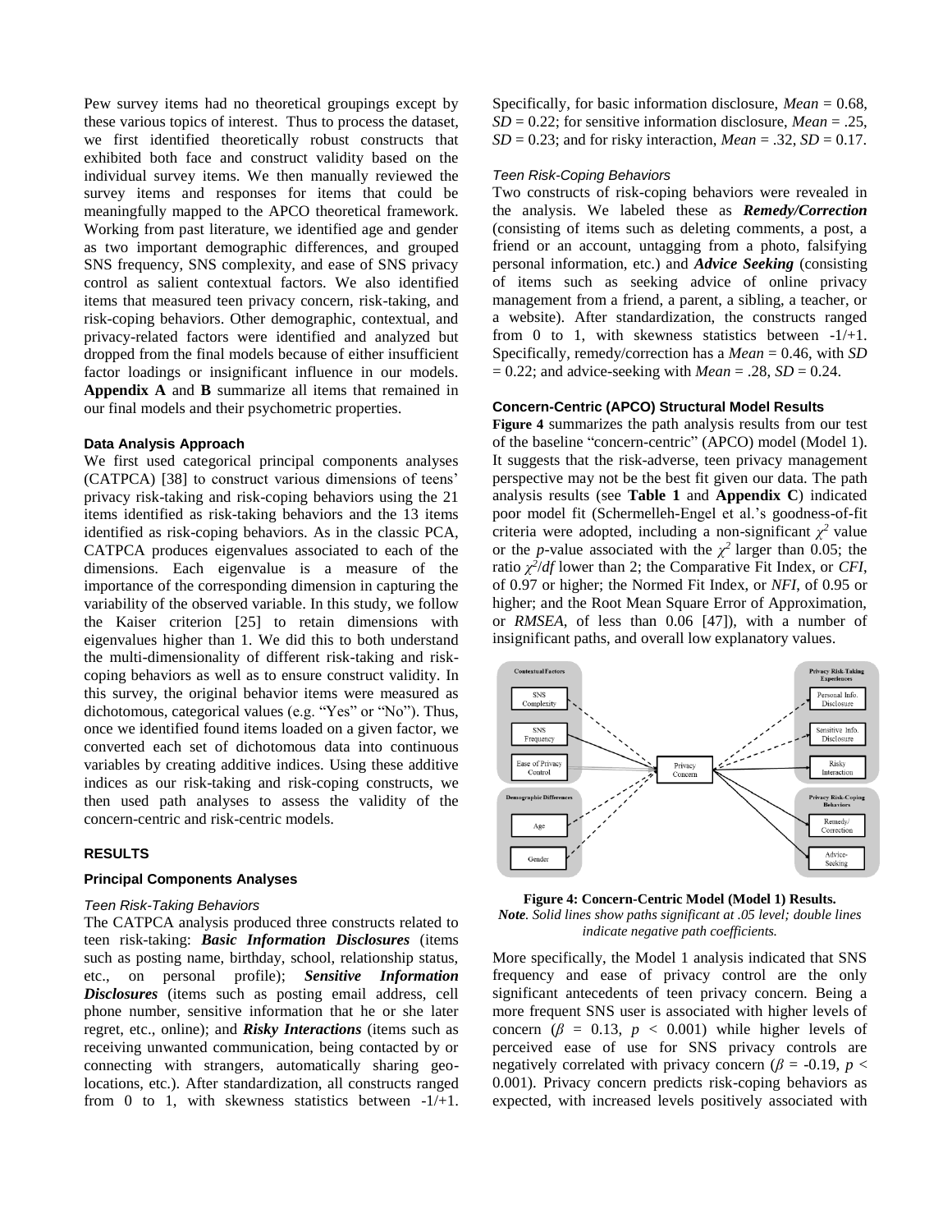Pew survey items had no theoretical groupings except by these various topics of interest. Thus to process the dataset, we first identified theoretically robust constructs that exhibited both face and construct validity based on the individual survey items. We then manually reviewed the survey items and responses for items that could be meaningfully mapped to the APCO theoretical framework. Working from past literature, we identified age and gender as two important demographic differences, and grouped SNS frequency, SNS complexity, and ease of SNS privacy control as salient contextual factors. We also identified items that measured teen privacy concern, risk-taking, and risk-coping behaviors. Other demographic, contextual, and privacy-related factors were identified and analyzed but dropped from the final models because of either insufficient factor loadings or insignificant influence in our models. **Appendix A** and **B** summarize all items that remained in our final models and their psychometric properties.

#### Data Analysis Approach

We first used categorical principal components analyses (CATPCA) [38] to construct various dimensions of teens' privacy risk-taking and risk-coping behaviors using the 21 items identified as risk-taking behaviors and the 13 items identified as risk-coping behaviors. As in the classic PCA, CATPCA produces eigenvalues associated to each of the dimensions. Each eigenvalue is a measure of the importance of the corresponding dimension in capturing the variability of the observed variable. In this study, we follow the Kaiser criterion [25] to retain dimensions with eigenvalues higher than 1. We did this to both understand the multi-dimensionality of different risk-taking and risk-coping behaviors as well as to ensure construct validity. In this survey, the original behavior items were measured as dichotomous, categorical values (e.g. "Yes" or "No"). Thus, once we identified found items loaded on a given factor, we converted each set of dichotomous data into continuous variables by creating additive indices. Using these additive indices as our risk-taking and risk-coping constructs, we then used path analyses to assess the validity of the concern-centric and risk-centric models.

### RESULTS

#### Principal Components Analyses

##### Teen Risk-Taking Behaviors

The CATPCA analysis produced three constructs related to teen risk-taking: ***Basic Information Disclosures*** (items such as posting name, birthday, school, relationship status, etc., on personal profile); ***Sensitive Information Disclosures*** (items such as posting email address, cell phone number, sensitive information that he or she later regret, etc., online); and ***Risky Interactions*** (items such as receiving unwanted communication, being contacted by or connecting with strangers, automatically sharing geo-locations, etc.). After standardization, all constructs ranged from 0 to 1, with skewness statistics between -1/+1. Specifically, for basic information disclosure, *Mean* = 0.68, *SD* = 0.22; for sensitive information disclosure, *Mean* = .25, *SD* = 0.23; and for risky interaction, *Mean* = .32, *SD* = 0.17.

##### Teen Risk-Coping Behaviors

Two constructs of risk-coping behaviors were revealed in the analysis. We labeled these as ***Remedy/Correction*** (consisting of items such as deleting comments, a post, a friend or an account, untagging from a photo, falsifying personal information, etc.) and ***Advice Seeking*** (consisting of items such as seeking advice of online privacy management from a friend, a parent, a sibling, a teacher, or a website). After standardization, the constructs ranged from 0 to 1, with skewness statistics between -1/+1. Specifically, remedy/correction has a *Mean* = 0.46, with *SD* = 0.22; and advice-seeking with *Mean* = .28, *SD* = 0.24.

#### Concern-Centric (APCO) Structural Model Results

**Figure 4** summarizes the path analysis results from our test of the baseline "concern-centric" (APCO) model (Model 1). It suggests that the risk-adverse, teen privacy management perspective may not be the best fit given our data. The path analysis results (see **Table 1** and **Appendix C**) indicated poor model fit (Schermelleh-Engel et al.'s goodness-of-fit criteria were adopted, including a non-significant $\chi^2$ value or the *p*-value associated with the $\chi^2$ larger than 0.05; the ratio $\chi^2/df$ lower than 2; the Comparative Fit Index, or *CFI*, of 0.97 or higher; the Normed Fit Index, or *NFI*, of 0.95 or higher; and the Root Mean Square Error of Approximation, or *RMSEA*, of less than 0.06 [47]), with a number of insignificant paths, and overall low explanatory values.

**Figure 4: Concern-Centric Model (Model 1) Results.**
***Note**. Solid lines show paths significant at .05 level; double lines indicate negative path coefficients.*

More specifically, the Model 1 analysis indicated that SNS frequency and ease of privacy control are the only significant antecedents of teen privacy concern. Being a more frequent SNS user is associated with higher levels of concern ($\beta$ = 0.13, $p$ < 0.001) while higher levels of perceived ease of use for SNS privacy controls are negatively correlated with privacy concern ($\beta$ = -0.19, $p$ < 0.001). Privacy concern predicts risk-coping behaviors as expected, with increased levels positively associated with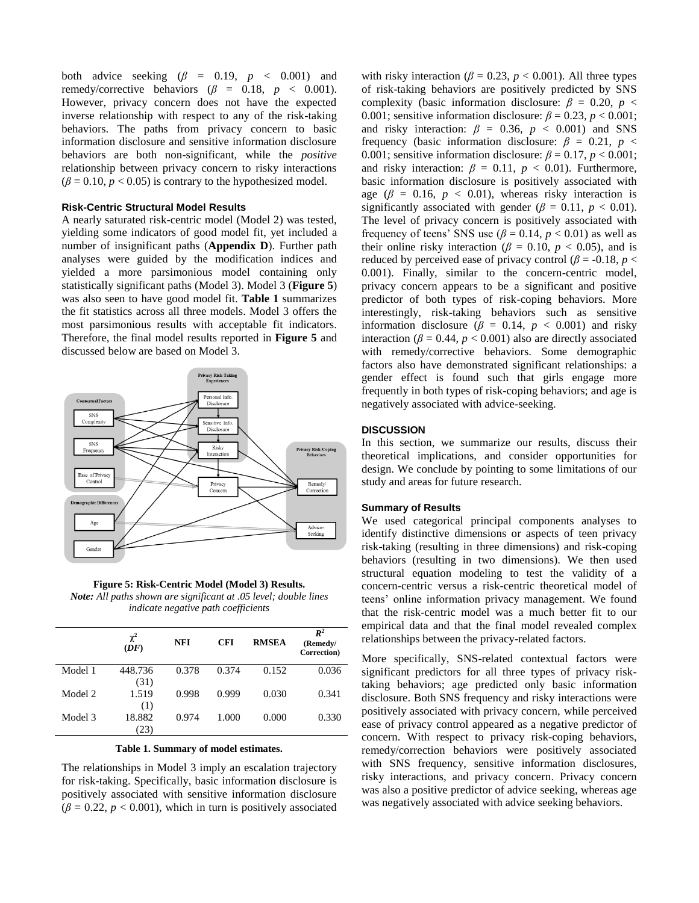both advice seeking ($\beta$ = 0.19, $p$ < 0.001) and remedy/corrective behaviors ($\beta$ = 0.18, $p$ < 0.001). However, privacy concern does not have the expected inverse relationship with respect to any of the risk-taking behaviors. The paths from privacy concern to basic information disclosure and sensitive information disclosure behaviors are both non-significant, while the *positive* relationship between privacy concern to risky interactions ($\beta = 0.10$, $p < 0.05$) is contrary to the hypothesized model.

### Risk-Centric Structural Model Results

A nearly saturated risk-centric model (Model 2) was tested, yielding some indicators of good model fit, yet included a number of insignificant paths (**Appendix D**). Further path analyses were guided by the modification indices and yielded a more parsimonious model containing only statistically significant paths (Model 3). Model 3 (**Figure 5**) was also seen to have good model fit. **Table 1** summarizes the fit statistics across all three models. Model 3 offers the most parsimonious results with acceptable fit indicators. Therefore, the final model results reported in **Figure 5** and discussed below are based on Model 3.

**Figure 5: Risk-Centric Model (Model 3) Results.**
***Note:*** *All paths shown are significant at .05 level; double lines indicate negative path coefficients*

| | $\chi^2$ (*DF*) | NFI | CFI | RMSEA | $R^2$ (Remedy/ Correction) |
|---|---|---|---|---|---|
| Model 1 | 448.736 (31) | 0.378 | 0.374 | 0.152 | 0.036 |
| Model 2 | 1.519 (1) | 0.998 | 0.999 | 0.030 | 0.341 |
| Model 3 | 18.882 (23) | 0.974 | 1.000 | 0.000 | 0.330 |

**Table 1. Summary of model estimates.**

The relationships in Model 3 imply an escalation trajectory for risk-taking. Specifically, basic information disclosure is positively associated with sensitive information disclosure ($\beta = 0.22$, $p < 0.001$), which in turn is positively associated with risky interaction ($\beta = 0.23$, $p < 0.001$). All three types of risk-taking behaviors are positively predicted by SNS complexity (basic information disclosure: $\beta$ = 0.20, $p$ < 0.001; sensitive information disclosure: $\beta = 0.23$, $p < 0.001$; and risky interaction: $\beta$ = 0.36, $p$ < 0.001) and SNS frequency (basic information disclosure: $\beta$ = 0.21, $p$ < 0.001; sensitive information disclosure: $\beta = 0.17$, $p < 0.001$; and risky interaction: $\beta$ = 0.11, $p$ < 0.01). Furthermore, basic information disclosure is positively associated with age ($\beta$ = 0.16, $p$ < 0.01), whereas risky interaction is significantly associated with gender ($\beta$ = 0.11, $p$ < 0.01). The level of privacy concern is positively associated with frequency of teens' SNS use ($\beta = 0.14$, $p < 0.01$) as well as their online risky interaction ($\beta$ = 0.10, $p$ < 0.05), and is reduced by perceived ease of privacy control ($\beta$ = -0.18, $p$ < 0.001). Finally, similar to the concern-centric model, privacy concern appears to be a significant and positive predictor of both types of risk-coping behaviors. More interestingly, risk-taking behaviors such as sensitive information disclosure ($\beta$ = 0.14, $p$ < 0.001) and risky interaction ($\beta = 0.44$, $p < 0.001$) also are directly associated with remedy/corrective behaviors. Some demographic factors also have demonstrated significant relationships: a gender effect is found such that girls engage more frequently in both types of risk-coping behaviors; and age is negatively associated with advice-seeking.

## DISCUSSION

In this section, we summarize our results, discuss their theoretical implications, and consider opportunities for design. We conclude by pointing to some limitations of our study and areas for future research.

### Summary of Results

We used categorical principal components analyses to identify distinctive dimensions or aspects of teen privacy risk-taking (resulting in three dimensions) and risk-coping behaviors (resulting in two dimensions). We then used structural equation modeling to test the validity of a concern-centric versus a risk-centric theoretical model of teens' online information privacy management. We found that the risk-centric model was a much better fit to our empirical data and that the final model revealed complex relationships between the privacy-related factors.

More specifically, SNS-related contextual factors were significant predictors for all three types of privacy risk-taking behaviors; age predicted only basic information disclosure. Both SNS frequency and risky interactions were positively associated with privacy concern, while perceived ease of privacy control appeared as a negative predictor of concern. With respect to privacy risk-coping behaviors, remedy/correction behaviors were positively associated with SNS frequency, sensitive information disclosures, risky interactions, and privacy concern. Privacy concern was also a positive predictor of advice seeking, whereas age was negatively associated with advice seeking behaviors.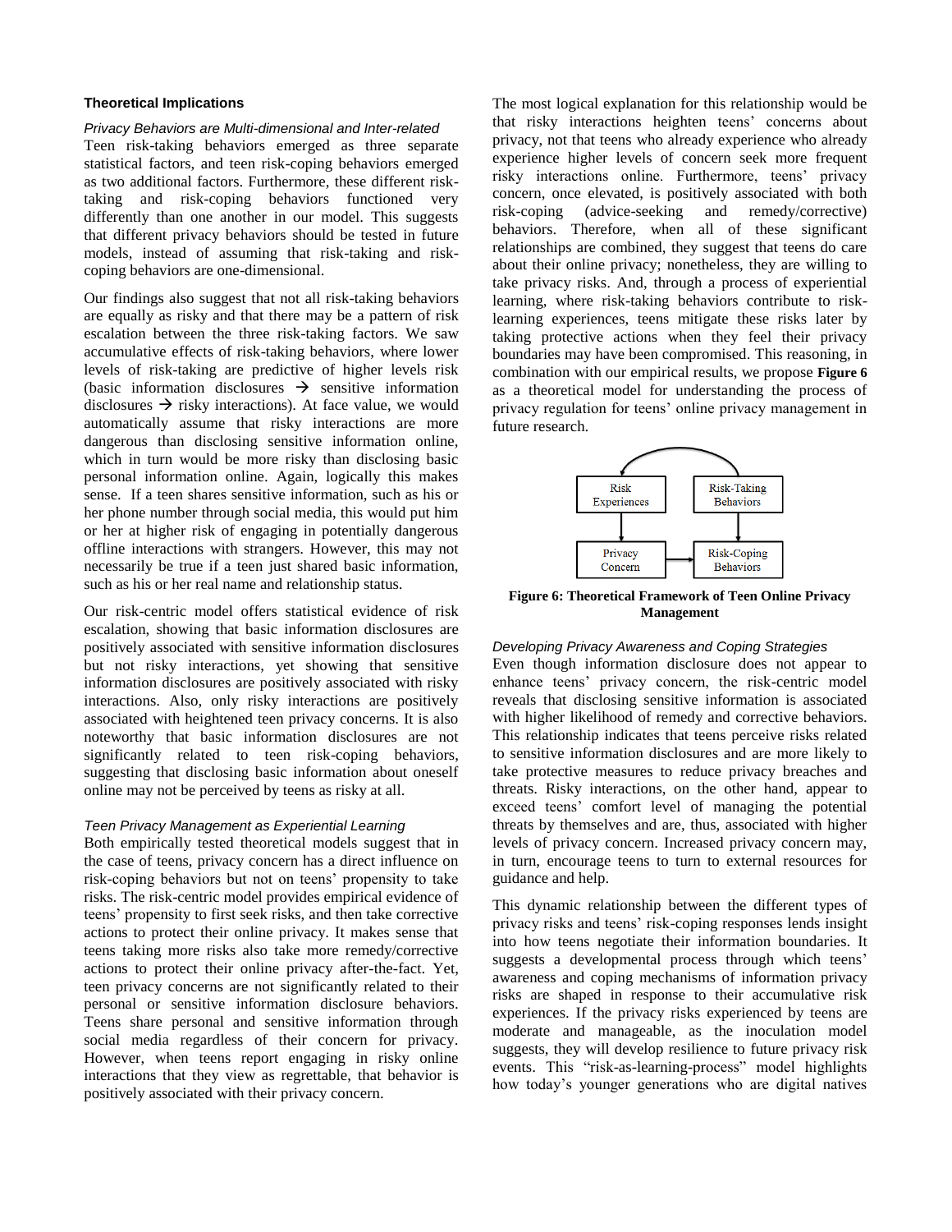### Theoretical Implications

*Privacy Behaviors are Multi-dimensional and Inter-related*

Teen risk-taking behaviors emerged as three separate statistical factors, and teen risk-coping behaviors emerged as two additional factors. Furthermore, these different risk-taking and risk-coping behaviors functioned very differently than one another in our model. This suggests that different privacy behaviors should be tested in future models, instead of assuming that risk-taking and risk-coping behaviors are one-dimensional.

Our findings also suggest that not all risk-taking behaviors are equally as risky and that there may be a pattern of risk escalation between the three risk-taking factors. We saw accumulative effects of risk-taking behaviors, where lower levels of risk-taking are predictive of higher levels risk (basic information disclosures → sensitive information disclosures → risky interactions). At face value, we would automatically assume that risky interactions are more dangerous than disclosing sensitive information online, which in turn would be more risky than disclosing basic personal information online. Again, logically this makes sense. If a teen shares sensitive information, such as his or her phone number through social media, this would put him or her at higher risk of engaging in potentially dangerous offline interactions with strangers. However, this may not necessarily be true if a teen just shared basic information, such as his or her real name and relationship status.

Our risk-centric model offers statistical evidence of risk escalation, showing that basic information disclosures are positively associated with sensitive information disclosures but not risky interactions, yet showing that sensitive information disclosures are positively associated with risky interactions. Also, only risky interactions are positively associated with heightened teen privacy concerns. It is also noteworthy that basic information disclosures are not significantly related to teen risk-coping behaviors, suggesting that disclosing basic information about oneself online may not be perceived by teens as risky at all.

*Teen Privacy Management as Experiential Learning*

Both empirically tested theoretical models suggest that in the case of teens, privacy concern has a direct influence on risk-coping behaviors but not on teens' propensity to take risks. The risk-centric model provides empirical evidence of teens' propensity to first seek risks, and then take corrective actions to protect their online privacy. It makes sense that teens taking more risks also take more remedy/corrective actions to protect their online privacy after-the-fact. Yet, teen privacy concerns are not significantly related to their personal or sensitive information disclosure behaviors. Teens share personal and sensitive information through social media regardless of their concern for privacy. However, when teens report engaging in risky online interactions that they view as regrettable, that behavior is positively associated with their privacy concern.

The most logical explanation for this relationship would be that risky interactions heighten teens' concerns about privacy, not that teens who already experience who already experience higher levels of concern seek more frequent risky interactions online. Furthermore, teens' privacy concern, once elevated, is positively associated with both risk-coping (advice-seeking and remedy/corrective) behaviors. Therefore, when all of these significant relationships are combined, they suggest that teens do care about their online privacy; nonetheless, they are willing to take privacy risks. And, through a process of experiential learning, where risk-taking behaviors contribute to risk-learning experiences, teens mitigate these risks later by taking protective actions when they feel their privacy boundaries may have been compromised. This reasoning, in combination with our empirical results, we propose **Figure 6** as a theoretical model for understanding the process of privacy regulation for teens' online privacy management in future research.

**Figure 6: Theoretical Framework of Teen Online Privacy Management**

*Developing Privacy Awareness and Coping Strategies*

Even though information disclosure does not appear to enhance teens' privacy concern, the risk-centric model reveals that disclosing sensitive information is associated with higher likelihood of remedy and corrective behaviors. This relationship indicates that teens perceive risks related to sensitive information disclosures and are more likely to take protective measures to reduce privacy breaches and threats. Risky interactions, on the other hand, appear to exceed teens' comfort level of managing the potential threats by themselves and are, thus, associated with higher levels of privacy concern. Increased privacy concern may, in turn, encourage teens to turn to external resources for guidance and help.

This dynamic relationship between the different types of privacy risks and teens' risk-coping responses lends insight into how teens negotiate their information boundaries. It suggests a developmental process through which teens' awareness and coping mechanisms of information privacy risks are shaped in response to their accumulative risk experiences. If the privacy risks experienced by teens are moderate and manageable, as the inoculation model suggests, they will develop resilience to future privacy risk events. This "risk-as-learning-process" model highlights how today's younger generations who are digital natives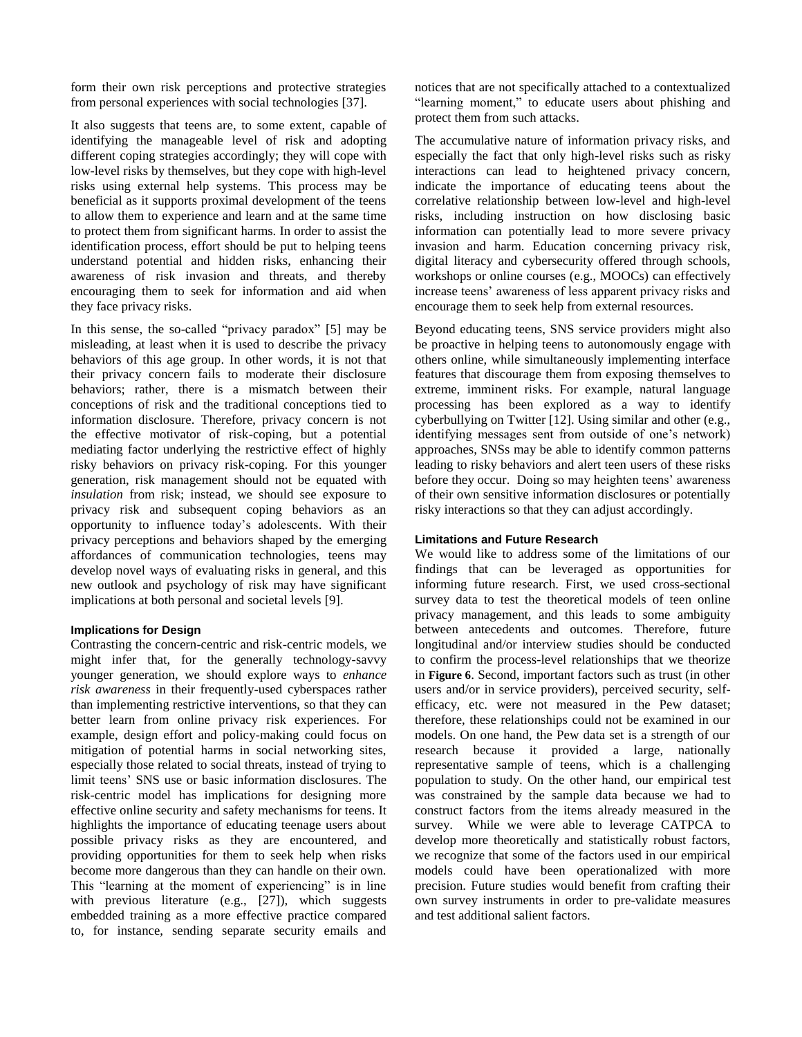form their own risk perceptions and protective strategies from personal experiences with social technologies [37].

It also suggests that teens are, to some extent, capable of identifying the manageable level of risk and adopting different coping strategies accordingly; they will cope with low-level risks by themselves, but they cope with high-level risks using external help systems. This process may be beneficial as it supports proximal development of the teens to allow them to experience and learn and at the same time to protect them from significant harms. In order to assist the identification process, effort should be put to helping teens understand potential and hidden risks, enhancing their awareness of risk invasion and threats, and thereby encouraging them to seek for information and aid when they face privacy risks.

In this sense, the so-called "privacy paradox" [5] may be misleading, at least when it is used to describe the privacy behaviors of this age group. In other words, it is not that their privacy concern fails to moderate their disclosure behaviors; rather, there is a mismatch between their conceptions of risk and the traditional conceptions tied to information disclosure. Therefore, privacy concern is not the effective motivator of risk-coping, but a potential mediating factor underlying the restrictive effect of highly risky behaviors on privacy risk-coping. For this younger generation, risk management should not be equated with *insulation* from risk; instead, we should see exposure to privacy risk and subsequent coping behaviors as an opportunity to influence today's adolescents. With their privacy perceptions and behaviors shaped by the emerging affordances of communication technologies, teens may develop novel ways of evaluating risks in general, and this new outlook and psychology of risk may have significant implications at both personal and societal levels [9].

### Implications for Design

Contrasting the concern-centric and risk-centric models, we might infer that, for the generally technology-savvy younger generation, we should explore ways to *enhance risk awareness* in their frequently-used cyberspaces rather than implementing restrictive interventions, so that they can better learn from online privacy risk experiences. For example, design effort and policy-making could focus on mitigation of potential harms in social networking sites, especially those related to social threats, instead of trying to limit teens' SNS use or basic information disclosures. The risk-centric model has implications for designing more effective online security and safety mechanisms for teens. It highlights the importance of educating teenage users about possible privacy risks as they are encountered, and providing opportunities for them to seek help when risks become more dangerous than they can handle on their own. This "learning at the moment of experiencing" is in line with previous literature (e.g., [27]), which suggests embedded training as a more effective practice compared to, for instance, sending separate security emails and notices that are not specifically attached to a contextualized "learning moment," to educate users about phishing and protect them from such attacks.

The accumulative nature of information privacy risks, and especially the fact that only high-level risks such as risky interactions can lead to heightened privacy concern, indicate the importance of educating teens about the correlative relationship between low-level and high-level risks, including instruction on how disclosing basic information can potentially lead to more severe privacy invasion and harm. Education concerning privacy risk, digital literacy and cybersecurity offered through schools, workshops or online courses (e.g., MOOCs) can effectively increase teens' awareness of less apparent privacy risks and encourage them to seek help from external resources.

Beyond educating teens, SNS service providers might also be proactive in helping teens to autonomously engage with others online, while simultaneously implementing interface features that discourage them from exposing themselves to extreme, imminent risks. For example, natural language processing has been explored as a way to identify cyberbullying on Twitter [12]. Using similar and other (e.g., identifying messages sent from outside of one's network) approaches, SNSs may be able to identify common patterns leading to risky behaviors and alert teen users of these risks before they occur. Doing so may heighten teens' awareness of their own sensitive information disclosures or potentially risky interactions so that they can adjust accordingly.

### Limitations and Future Research

We would like to address some of the limitations of our findings that can be leveraged as opportunities for informing future research. First, we used cross-sectional survey data to test the theoretical models of teen online privacy management, and this leads to some ambiguity between antecedents and outcomes. Therefore, future longitudinal and/or interview studies should be conducted to confirm the process-level relationships that we theorize in **Figure 6**. Second, important factors such as trust (in other users and/or in service providers), perceived security, self-efficacy, etc. were not measured in the Pew dataset; therefore, these relationships could not be examined in our models. On one hand, the Pew data set is a strength of our research because it provided a large, nationally representative sample of teens, which is a challenging population to study. On the other hand, our empirical test was constrained by the sample data because we had to construct factors from the items already measured in the survey. While we were able to leverage CATPCA to develop more theoretically and statistically robust factors, we recognize that some of the factors used in our empirical models could have been operationalized with more precision. Future studies would benefit from crafting their own survey instruments in order to pre-validate measures and test additional salient factors.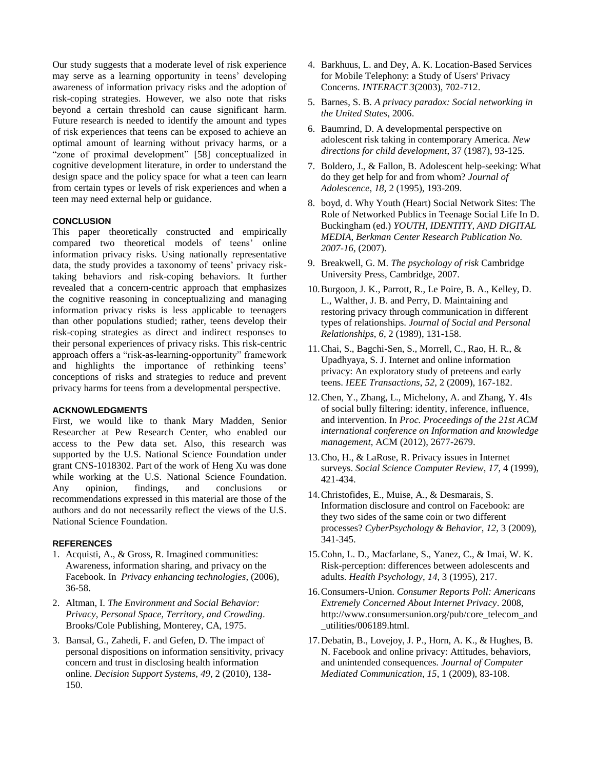Our study suggests that a moderate level of risk experience may serve as a learning opportunity in teens' developing awareness of information privacy risks and the adoption of risk-coping strategies. However, we also note that risks beyond a certain threshold can cause significant harm. Future research is needed to identify the amount and types of risk experiences that teens can be exposed to achieve an optimal amount of learning without privacy harms, or a "zone of proximal development" [58] conceptualized in cognitive development literature, in order to understand the design space and the policy space for what a teen can learn from certain types or levels of risk experiences and when a teen may need external help or guidance.

## CONCLUSION

This paper theoretically constructed and empirically compared two theoretical models of teens' online information privacy risks. Using nationally representative data, the study provides a taxonomy of teens' privacy risk-taking behaviors and risk-coping behaviors. It further revealed that a concern-centric approach that emphasizes the cognitive reasoning in conceptualizing and managing information privacy risks is less applicable to teenagers than other populations studied; rather, teens develop their risk-coping strategies as direct and indirect responses to their personal experiences of privacy risks. This risk-centric approach offers a "risk-as-learning-opportunity" framework and highlights the importance of rethinking teens' conceptions of risks and strategies to reduce and prevent privacy harms for teens from a developmental perspective.

## ACKNOWLEDGMENTS

First, we would like to thank Mary Madden, Senior Researcher at Pew Research Center, who enabled our access to the Pew data set. Also, this research was supported by the U.S. National Science Foundation under grant CNS-1018302. Part of the work of Heng Xu was done while working at the U.S. National Science Foundation. Any opinion, findings, and conclusions or recommendations expressed in this material are those of the authors and do not necessarily reflect the views of the U.S. National Science Foundation.

## REFERENCES

1. Acquisti, A., & Gross, R. Imagined communities: Awareness, information sharing, and privacy on the Facebook. In *Privacy enhancing technologies*, (2006), 36-58.
2. Altman, I. *The Environment and Social Behavior: Privacy, Personal Space, Territory, and Crowding*. Brooks/Cole Publishing, Monterey, CA, 1975.
3. Bansal, G., Zahedi, F. and Gefen, D. The impact of personal dispositions on information sensitivity, privacy concern and trust in disclosing health information online. *Decision Support Systems*, *49*, 2 (2010), 138-150.
4. Barkhuus, L. and Dey, A. K. Location-Based Services for Mobile Telephony: a Study of Users' Privacy Concerns. *INTERACT 3*(2003), 702-712.
5. Barnes, S. B. *A privacy paradox: Social networking in the United States*, 2006.
6. Baumrind, D. A developmental perspective on adolescent risk taking in contemporary America. *New directions for child development*, 37 (1987), 93-125.
7. Boldero, J., & Fallon, B. Adolescent help-seeking: What do they get help for and from whom? *Journal of Adolescence*, *18*, 2 (1995), 193-209.
8. boyd, d. Why Youth (Heart) Social Network Sites: The Role of Networked Publics in Teenage Social Life In D. Buckingham (ed.) *YOUTH, IDENTITY, AND DIGITAL MEDIA, Berkman Center Research Publication No. 2007-16*, (2007).
9. Breakwell, G. M. *The psychology of risk* Cambridge University Press, Cambridge, 2007.
10. Burgoon, J. K., Parrott, R., Le Poire, B. A., Kelley, D. L., Walther, J. B. and Perry, D. Maintaining and restoring privacy through communication in different types of relationships. *Journal of Social and Personal Relationships*, *6*, 2 (1989), 131-158.
11. Chai, S., Bagchi-Sen, S., Morrell, C., Rao, H. R., & Upadhyaya, S. J. Internet and online information privacy: An exploratory study of preteens and early teens. *IEEE Transactions*, *52*, 2 (2009), 167-182.
12. Chen, Y., Zhang, L., Michelony, A. and Zhang, Y. 4Is of social bully filtering: identity, inference, influence, and intervention. In *Proc. Proceedings of the 21st ACM international conference on Information and knowledge management*, ACM (2012), 2677-2679.
13. Cho, H., & LaRose, R. Privacy issues in Internet surveys. *Social Science Computer Review*, *17*, 4 (1999), 421-434.
14. Christofides, E., Muise, A., & Desmarais, S. Information disclosure and control on Facebook: are they two sides of the same coin or two different processes? *CyberPsychology & Behavior*, *12*, 3 (2009), 341-345.
15. Cohn, L. D., Macfarlane, S., Yanez, C., & Imai, W. K. Risk-perception: differences between adolescents and adults. *Health Psychology*, *14*, 3 (1995), 217.
16. Consumers-Union. *Consumer Reports Poll: Americans Extremely Concerned About Internet Privacy*. 2008, http://www.consumersunion.org/pub/core_telecom_and_utilities/006189.html.
17. Debatin, B., Lovejoy, J. P., Horn, A. K., & Hughes, B. N. Facebook and online privacy: Attitudes, behaviors, and unintended consequences. *Journal of Computer Mediated Communication*, *15*, 1 (2009), 83-108.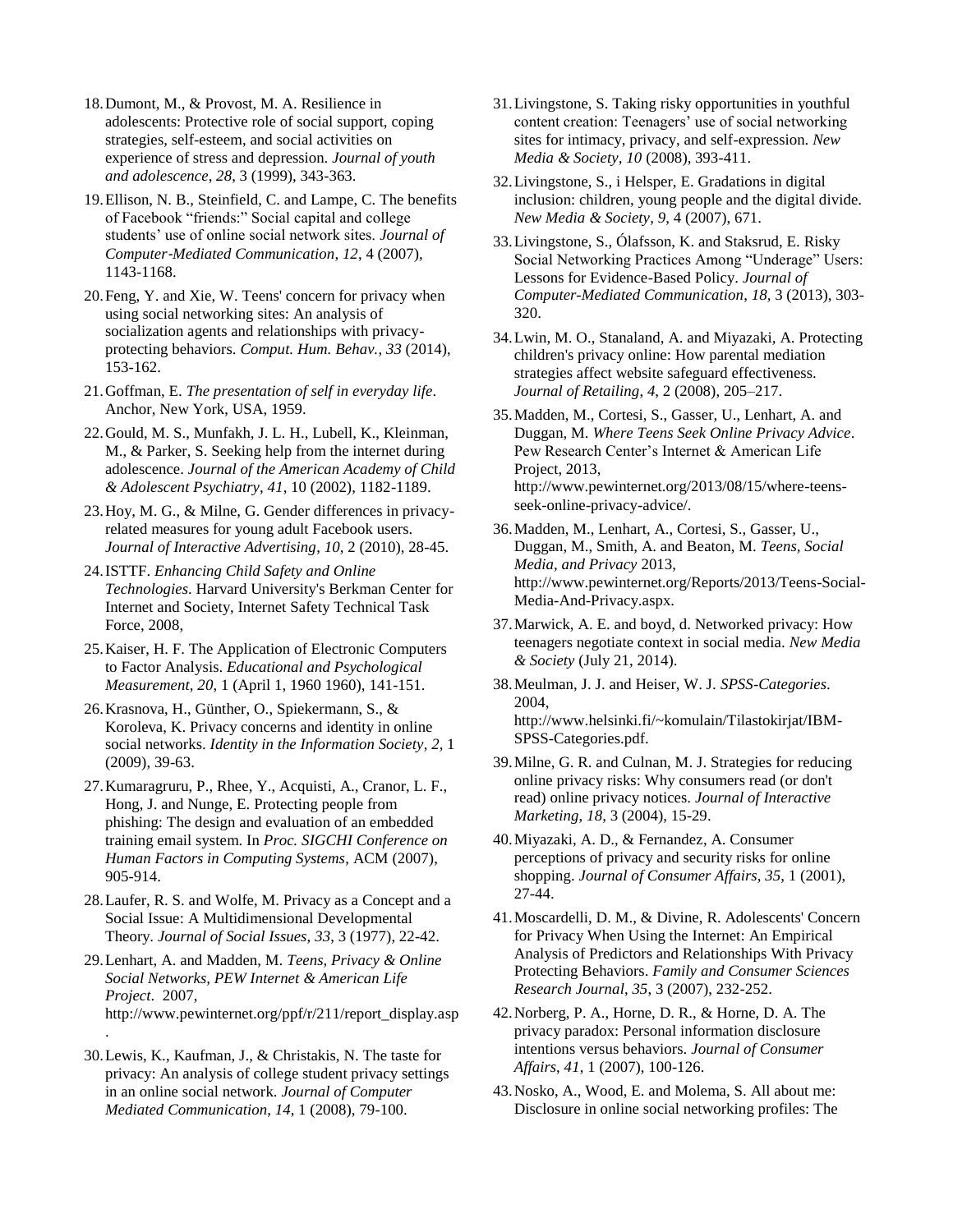18. Dumont, M., & Provost, M. A. Resilience in adolescents: Protective role of social support, coping strategies, self-esteem, and social activities on experience of stress and depression. *Journal of youth and adolescence*, *28*, 3 (1999), 343-363.
19. Ellison, N. B., Steinfield, C. and Lampe, C. The benefits of Facebook "friends:" Social capital and college students' use of online social network sites. *Journal of Computer-Mediated Communication*, *12*, 4 (2007), 1143-1168.
20. Feng, Y. and Xie, W. Teens' concern for privacy when using social networking sites: An analysis of socialization agents and relationships with privacy-protecting behaviors. *Comput. Hum. Behav.*, *33* (2014), 153-162.
21. Goffman, E. *The presentation of self in everyday life*. Anchor, New York, USA, 1959.
22. Gould, M. S., Munfakh, J. L. H., Lubell, K., Kleinman, M., & Parker, S. Seeking help from the internet during adolescence. *Journal of the American Academy of Child & Adolescent Psychiatry*, *41*, 10 (2002), 1182-1189.
23. Hoy, M. G., & Milne, G. Gender differences in privacy-related measures for young adult Facebook users. *Journal of Interactive Advertising*, *10*, 2 (2010), 28-45.
24. ISTTF. *Enhancing Child Safety and Online Technologies*. Harvard University's Berkman Center for Internet and Society, Internet Safety Technical Task Force, 2008,
25. Kaiser, H. F. The Application of Electronic Computers to Factor Analysis. *Educational and Psychological Measurement*, *20*, 1 (April 1, 1960 1960), 141-151.
26. Krasnova, H., Günther, O., Spiekermann, S., & Koroleva, K. Privacy concerns and identity in online social networks. *Identity in the Information Society*, *2*, 1 (2009), 39-63.
27. Kumaragruru, P., Rhee, Y., Acquisti, A., Cranor, L. F., Hong, J. and Nunge, E. Protecting people from phishing: The design and evaluation of an embedded training email system. In *Proc. SIGCHI Conference on Human Factors in Computing Systems*, ACM (2007), 905-914.
28. Laufer, R. S. and Wolfe, M. Privacy as a Concept and a Social Issue: A Multidimensional Developmental Theory. *Journal of Social Issues*, *33*, 3 (1977), 22-42.
29. Lenhart, A. and Madden, M. *Teens, Privacy & Online Social Networks, PEW Internet & American Life Project*. 2007, http://www.pewinternet.org/ppf/r/211/report_display.asp.
30. Lewis, K., Kaufman, J., & Christakis, N. The taste for privacy: An analysis of college student privacy settings in an online social network. *Journal of Computer Mediated Communication*, *14*, 1 (2008), 79-100.
31. Livingstone, S. Taking risky opportunities in youthful content creation: Teenagers' use of social networking sites for intimacy, privacy, and self-expression. *New Media & Society*, *10* (2008), 393-411.
32. Livingstone, S., i Helsper, E. Gradations in digital inclusion: children, young people and the digital divide. *New Media & Society*, *9*, 4 (2007), 671.
33. Livingstone, S., Ólafsson, K. and Staksrud, E. Risky Social Networking Practices Among "Underage" Users: Lessons for Evidence-Based Policy. *Journal of Computer-Mediated Communication*, *18*, 3 (2013), 303-320.
34. Lwin, M. O., Stanaland, A. and Miyazaki, A. Protecting children's privacy online: How parental mediation strategies affect website safeguard effectiveness. *Journal of Retailing*, *4*, 2 (2008), 205–217.
35. Madden, M., Cortesi, S., Gasser, U., Lenhart, A. and Duggan, M. *Where Teens Seek Online Privacy Advice*. Pew Research Center's Internet & American Life Project, 2013, http://www.pewinternet.org/2013/08/15/where-teens-seek-online-privacy-advice/.
36. Madden, M., Lenhart, A., Cortesi, S., Gasser, U., Duggan, M., Smith, A. and Beaton, M. *Teens, Social Media, and Privacy* 2013, http://www.pewinternet.org/Reports/2013/Teens-Social-Media-And-Privacy.aspx.
37. Marwick, A. E. and boyd, d. Networked privacy: How teenagers negotiate context in social media. *New Media & Society* (July 21, 2014).
38. Meulman, J. J. and Heiser, W. J. *SPSS-Categories*. 2004, http://www.helsinki.fi/~komulain/Tilastokirjat/IBM-SPSS-Categories.pdf.
39. Milne, G. R. and Culnan, M. J. Strategies for reducing online privacy risks: Why consumers read (or don't read) online privacy notices. *Journal of Interactive Marketing*, *18*, 3 (2004), 15-29.
40. Miyazaki, A. D., & Fernandez, A. Consumer perceptions of privacy and security risks for online shopping. *Journal of Consumer Affairs*, *35*, 1 (2001), 27-44.
41. Moscardelli, D. M., & Divine, R. Adolescents' Concern for Privacy When Using the Internet: An Empirical Analysis of Predictors and Relationships With Privacy Protecting Behaviors. *Family and Consumer Sciences Research Journal*, *35*, 3 (2007), 232-252.
42. Norberg, P. A., Horne, D. R., & Horne, D. A. The privacy paradox: Personal information disclosure intentions versus behaviors. *Journal of Consumer Affairs*, *41*, 1 (2007), 100-126.
43. Nosko, A., Wood, E. and Molema, S. All about me: Disclosure in online social networking profiles: The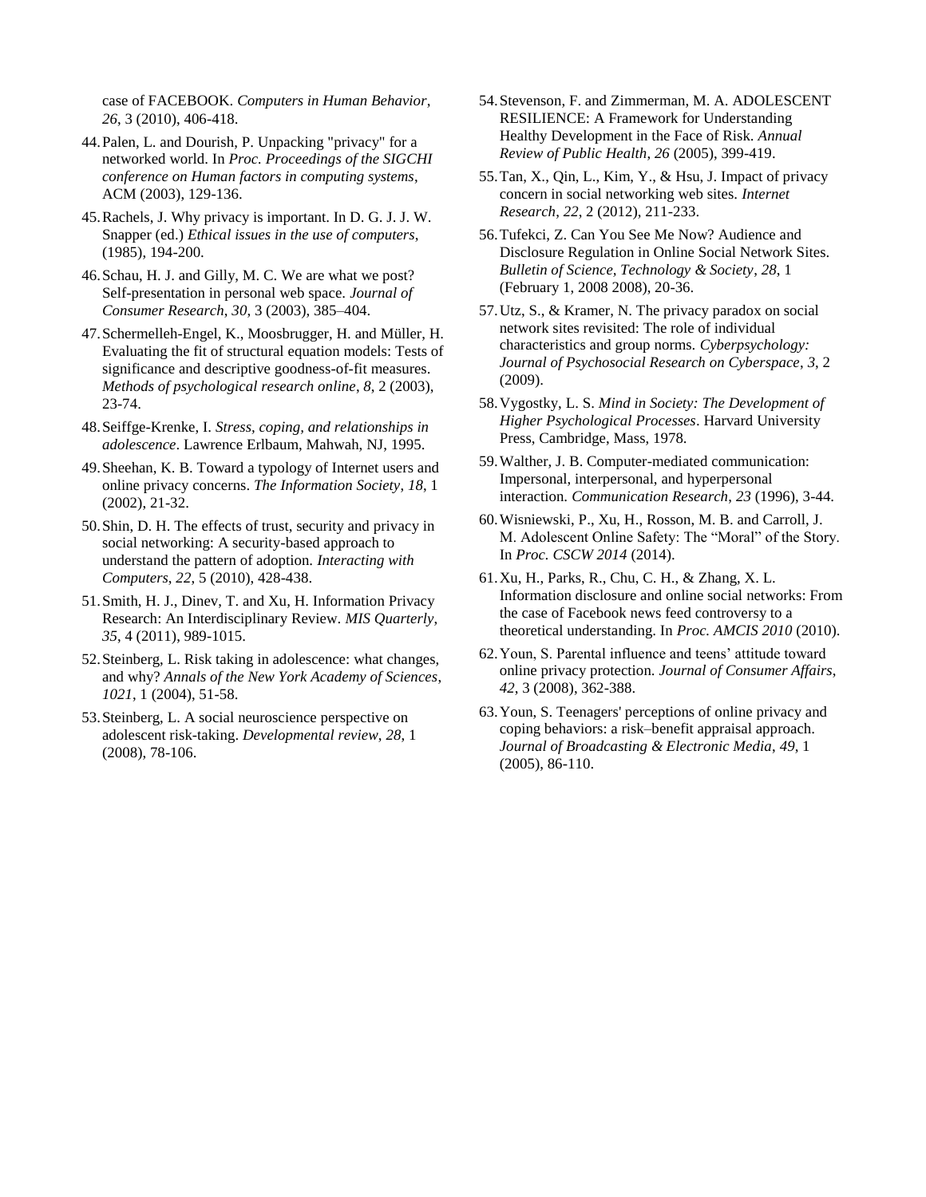case of FACEBOOK. *Computers in Human Behavior*, *26*, 3 (2010), 406-418.

44. Palen, L. and Dourish, P. Unpacking "privacy" for a networked world. In *Proc. Proceedings of the SIGCHI conference on Human factors in computing systems*, ACM (2003), 129-136.

45. Rachels, J. Why privacy is important. In D. G. J. J. W. Snapper (ed.) *Ethical issues in the use of computers*, (1985), 194-200.

46. Schau, H. J. and Gilly, M. C. We are what we post? Self-presentation in personal web space. *Journal of Consumer Research*, *30*, 3 (2003), 385–404.

47. Schermelleh-Engel, K., Moosbrugger, H. and Müller, H. Evaluating the fit of structural equation models: Tests of significance and descriptive goodness-of-fit measures. *Methods of psychological research online*, *8*, 2 (2003), 23-74.

48. Seiffge-Krenke, I. *Stress, coping, and relationships in adolescence*. Lawrence Erlbaum, Mahwah, NJ, 1995.

49. Sheehan, K. B. Toward a typology of Internet users and online privacy concerns. *The Information Society*, *18*, 1 (2002), 21-32.

50. Shin, D. H. The effects of trust, security and privacy in social networking: A security-based approach to understand the pattern of adoption. *Interacting with Computers*, *22*, 5 (2010), 428-438.

51. Smith, H. J., Dinev, T. and Xu, H. Information Privacy Research: An Interdisciplinary Review. *MIS Quarterly*, *35*, 4 (2011), 989-1015.

52. Steinberg, L. Risk taking in adolescence: what changes, and why? *Annals of the New York Academy of Sciences*, *1021*, 1 (2004), 51-58.

53. Steinberg, L. A social neuroscience perspective on adolescent risk-taking. *Developmental review*, *28*, 1 (2008), 78-106.

54. Stevenson, F. and Zimmerman, M. A. ADOLESCENT RESILIENCE: A Framework for Understanding Healthy Development in the Face of Risk. *Annual Review of Public Health*, *26* (2005), 399-419.

55. Tan, X., Qin, L., Kim, Y., & Hsu, J. Impact of privacy concern in social networking web sites. *Internet Research*, *22*, 2 (2012), 211-233.

56. Tufekci, Z. Can You See Me Now? Audience and Disclosure Regulation in Online Social Network Sites. *Bulletin of Science, Technology & Society*, *28*, 1 (February 1, 2008 2008), 20-36.

57. Utz, S., & Kramer, N. The privacy paradox on social network sites revisited: The role of individual characteristics and group norms. *Cyberpsychology: Journal of Psychosocial Research on Cyberspace*, *3*, 2 (2009).

58. Vygostky, L. S. *Mind in Society: The Development of Higher Psychological Processes*. Harvard University Press, Cambridge, Mass, 1978.

59. Walther, J. B. Computer-mediated communication: Impersonal, interpersonal, and hyperpersonal interaction. *Communication Research*, *23* (1996), 3-44.

60. Wisniewski, P., Xu, H., Rosson, M. B. and Carroll, J. M. Adolescent Online Safety: The "Moral" of the Story. In *Proc. CSCW 2014* (2014).

61. Xu, H., Parks, R., Chu, C. H., & Zhang, X. L. Information disclosure and online social networks: From the case of Facebook news feed controversy to a theoretical understanding. In *Proc. AMCIS 2010* (2010).

62. Youn, S. Parental influence and teens' attitude toward online privacy protection. *Journal of Consumer Affairs*, *42*, 3 (2008), 362-388.

63. Youn, S. Teenagers' perceptions of online privacy and coping behaviors: a risk–benefit appraisal approach. *Journal of Broadcasting & Electronic Media*, *49*, 1 (2005), 86-110.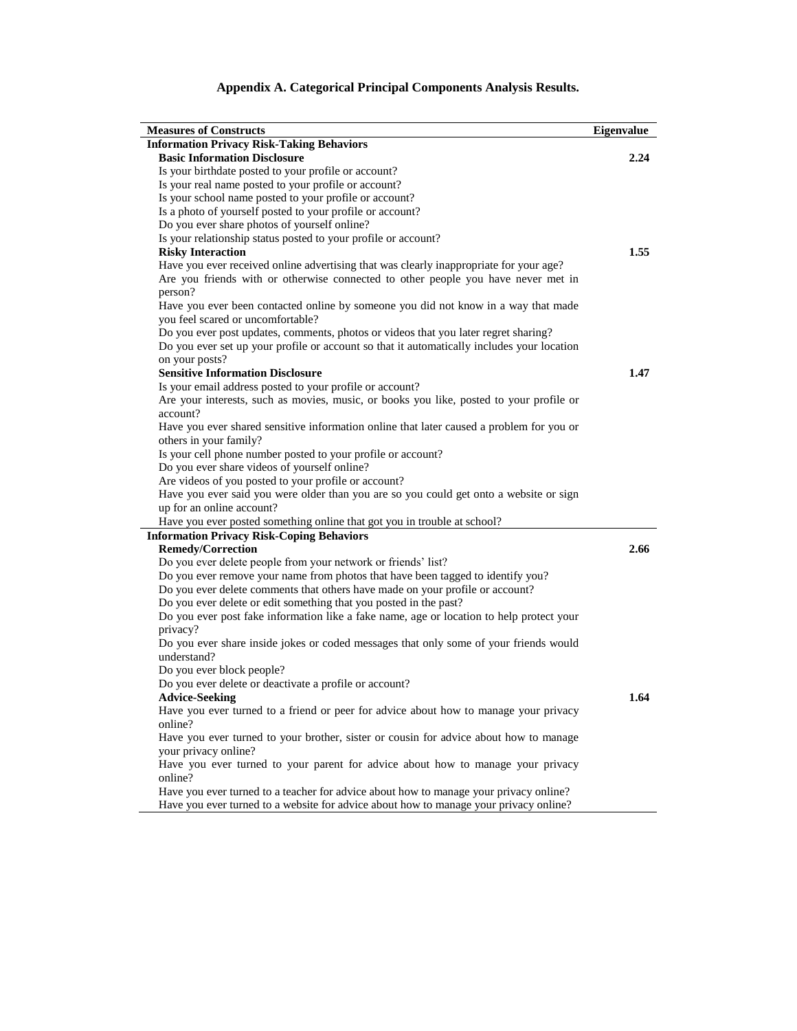**Appendix A. Categorical Principal Components Analysis Results.**

| Measures of Constructs | Eigenvalue |
|---|---|
| **Information Privacy Risk-Taking Behaviors** | |
| **Basic Information Disclosure** | **2.24** |
| Is your birthdate posted to your profile or account? | |
| Is your real name posted to your profile or account? | |
| Is your school name posted to your profile or account? | |
| Is a photo of yourself posted to your profile or account? | |
| Do you ever share photos of yourself online? | |
| Is your relationship status posted to your profile or account? | |
| **Risky Interaction** | **1.55** |
| Have you ever received online advertising that was clearly inappropriate for your age? | |
| Are you friends with or otherwise connected to other people you have never met in person? | |
| Have you ever been contacted online by someone you did not know in a way that made you feel scared or uncomfortable? | |
| Do you ever post updates, comments, photos or videos that you later regret sharing? | |
| Do you ever set up your profile or account so that it automatically includes your location on your posts? | |
| **Sensitive Information Disclosure** | **1.47** |
| Is your email address posted to your profile or account? | |
| Are your interests, such as movies, music, or books you like, posted to your profile or account? | |
| Have you ever shared sensitive information online that later caused a problem for you or others in your family? | |
| Is your cell phone number posted to your profile or account? | |
| Do you ever share videos of yourself online? | |
| Are videos of you posted to your profile or account? | |
| Have you ever said you were older than you are so you could get onto a website or sign up for an online account? | |
| Have you ever posted something online that got you in trouble at school? | |
| **Information Privacy Risk-Coping Behaviors** | |
| **Remedy/Correction** | **2.66** |
| Do you ever delete people from your network or friends' list? | |
| Do you ever remove your name from photos that have been tagged to identify you? | |
| Do you ever delete comments that others have made on your profile or account? | |
| Do you ever delete or edit something that you posted in the past? | |
| Do you ever post fake information like a fake name, age or location to help protect your privacy? | |
| Do you ever share inside jokes or coded messages that only some of your friends would understand? | |
| Do you ever block people? | |
| Do you ever delete or deactivate a profile or account? | |
| **Advice-Seeking** | **1.64** |
| Have you ever turned to a friend or peer for advice about how to manage your privacy online? | |
| Have you ever turned to your brother, sister or cousin for advice about how to manage your privacy online? | |
| Have you ever turned to your parent for advice about how to manage your privacy online? | |
| Have you ever turned to a teacher for advice about how to manage your privacy online? | |
| Have you ever turned to a website for advice about how to manage your privacy online? | |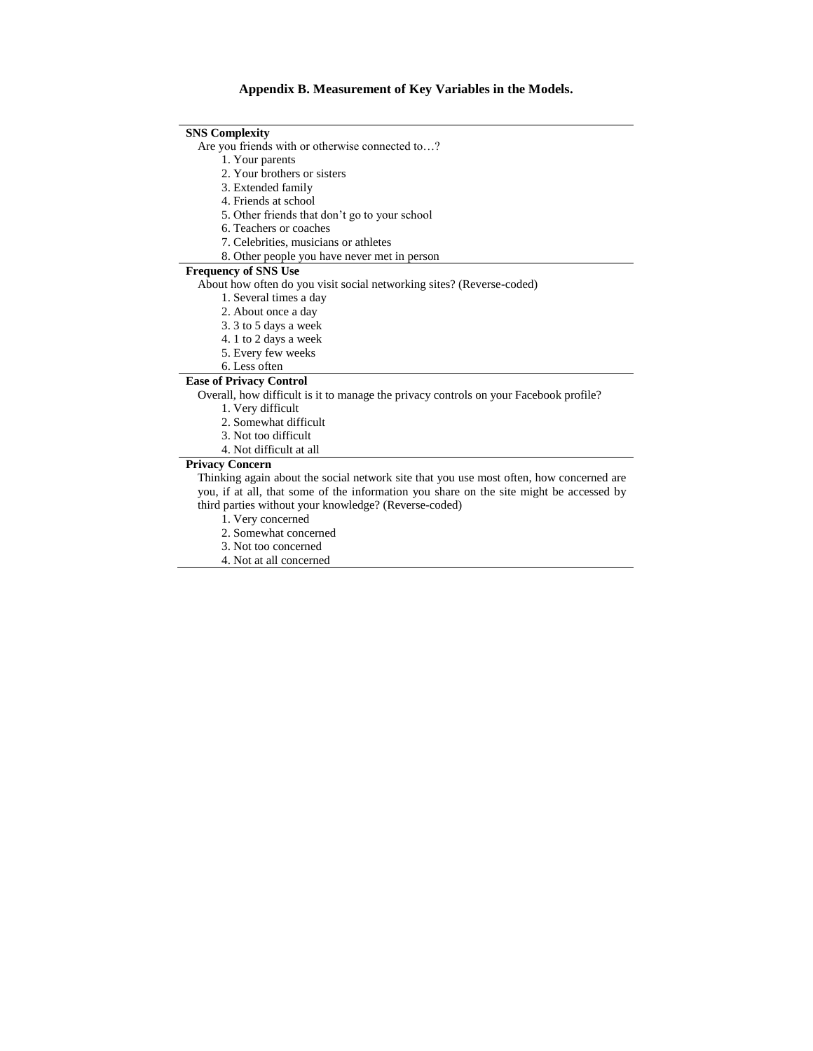## Appendix B. Measurement of Key Variables in the Models.

**SNS Complexity**

Are you friends with or otherwise connected to…?

1. Your parents
2. Your brothers or sisters
3. Extended family
4. Friends at school
5. Other friends that don't go to your school
6. Teachers or coaches
7. Celebrities, musicians or athletes
8. Other people you have never met in person

**Frequency of SNS Use**

About how often do you visit social networking sites? (Reverse-coded)

1. Several times a day
2. About once a day
3. 3 to 5 days a week
4. 1 to 2 days a week
5. Every few weeks
6. Less often

**Ease of Privacy Control**

Overall, how difficult is it to manage the privacy controls on your Facebook profile?

1. Very difficult
2. Somewhat difficult
3. Not too difficult
4. Not difficult at all

**Privacy Concern**

Thinking again about the social network site that you use most often, how concerned are you, if at all, that some of the information you share on the site might be accessed by third parties without your knowledge? (Reverse-coded)

1. Very concerned
2. Somewhat concerned
3. Not too concerned
4. Not at all concerned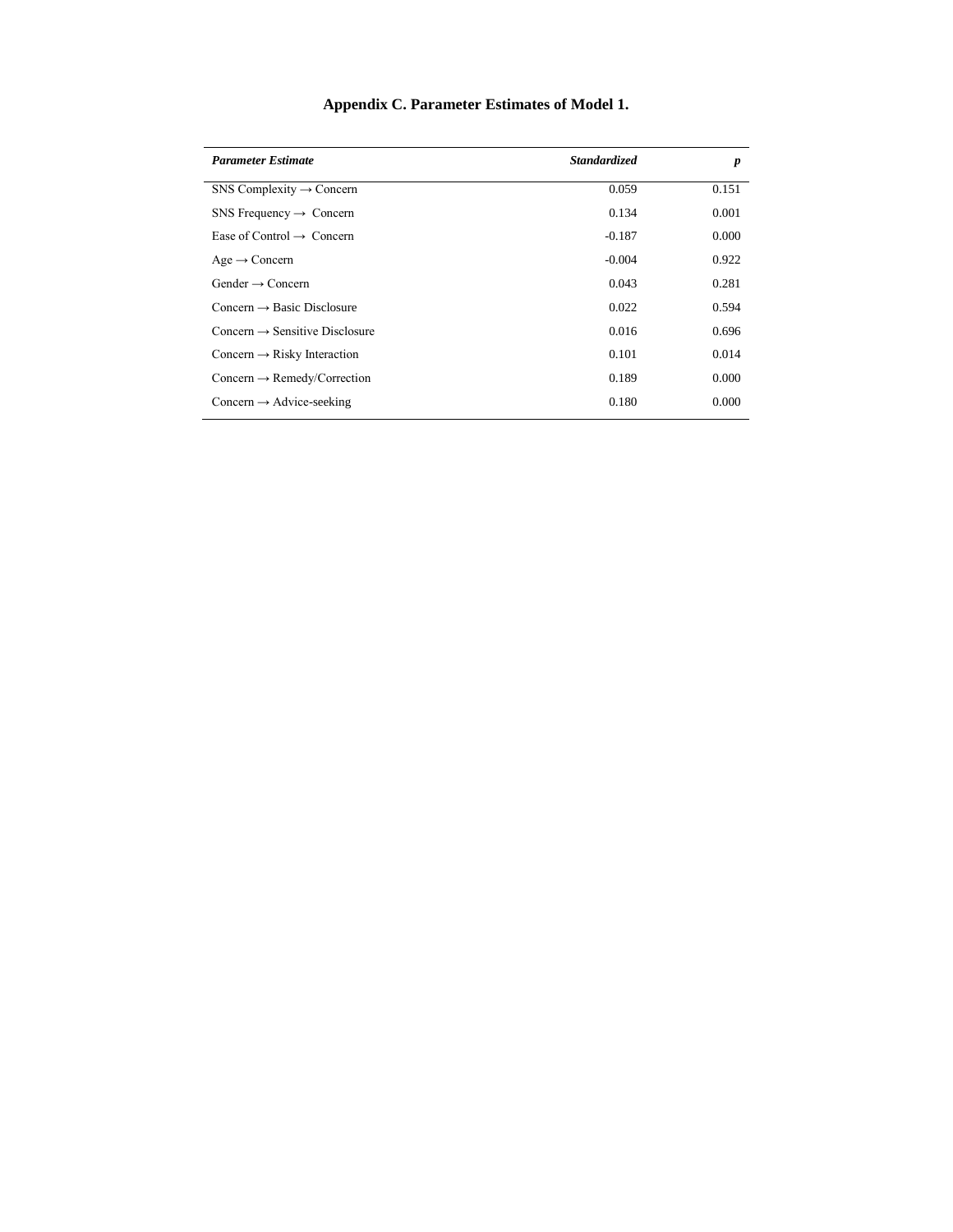## Appendix C. Parameter Estimates of Model 1.

| *Parameter Estimate* | *Standardized* | *p* |
|---|---|---|
| SNS Complexity → Concern | 0.059 | 0.151 |
| SNS Frequency → Concern | 0.134 | 0.001 |
| Ease of Control → Concern | -0.187 | 0.000 |
| Age → Concern | -0.004 | 0.922 |
| Gender → Concern | 0.043 | 0.281 |
| Concern → Basic Disclosure | 0.022 | 0.594 |
| Concern → Sensitive Disclosure | 0.016 | 0.696 |
| Concern → Risky Interaction | 0.101 | 0.014 |
| Concern → Remedy/Correction | 0.189 | 0.000 |
| Concern → Advice-seeking | 0.180 | 0.000 |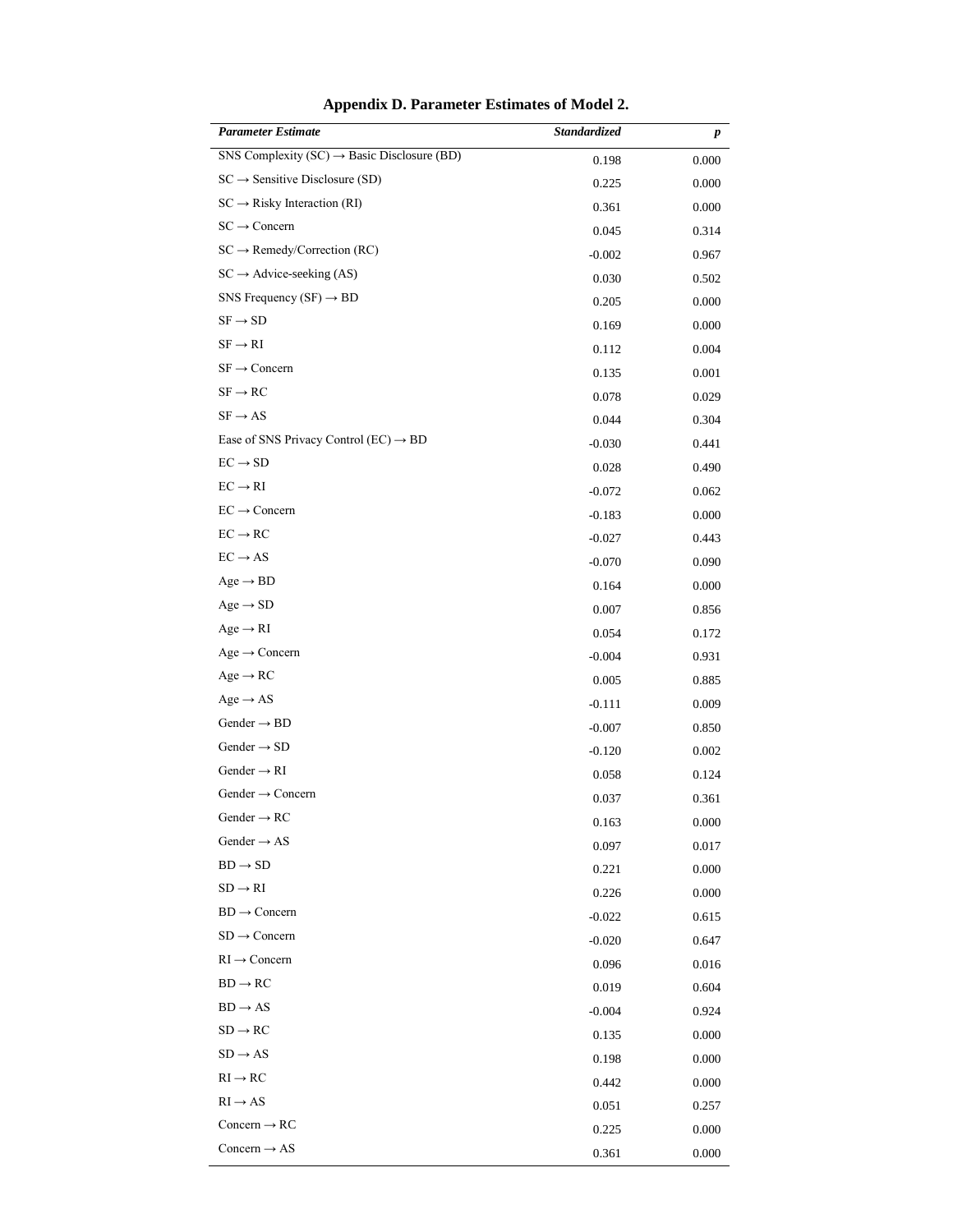**Appendix D. Parameter Estimates of Model 2.**

| *Parameter Estimate* | *Standardized* | *p* |
|---|---|---|
| SNS Complexity (SC) → Basic Disclosure (BD) | 0.198 | 0.000 |
| SC → Sensitive Disclosure (SD) | 0.225 | 0.000 |
| SC → Risky Interaction (RI) | 0.361 | 0.000 |
| SC → Concern | 0.045 | 0.314 |
| SC → Remedy/Correction (RC) | -0.002 | 0.967 |
| SC → Advice-seeking (AS) | 0.030 | 0.502 |
| SNS Frequency (SF) → BD | 0.205 | 0.000 |
| SF → SD | 0.169 | 0.000 |
| SF → RI | 0.112 | 0.004 |
| SF → Concern | 0.135 | 0.001 |
| SF → RC | 0.078 | 0.029 |
| SF → AS | 0.044 | 0.304 |
| Ease of SNS Privacy Control (EC) → BD | -0.030 | 0.441 |
| EC → SD | 0.028 | 0.490 |
| EC → RI | -0.072 | 0.062 |
| EC → Concern | -0.183 | 0.000 |
| EC → RC | -0.027 | 0.443 |
| EC → AS | -0.070 | 0.090 |
| Age → BD | 0.164 | 0.000 |
| Age → SD | 0.007 | 0.856 |
| Age → RI | 0.054 | 0.172 |
| Age → Concern | -0.004 | 0.931 |
| Age → RC | 0.005 | 0.885 |
| Age → AS | -0.111 | 0.009 |
| Gender → BD | -0.007 | 0.850 |
| Gender → SD | -0.120 | 0.002 |
| Gender → RI | 0.058 | 0.124 |
| Gender → Concern | 0.037 | 0.361 |
| Gender → RC | 0.163 | 0.000 |
| Gender → AS | 0.097 | 0.017 |
| BD → SD | 0.221 | 0.000 |
| SD → RI | 0.226 | 0.000 |
| BD → Concern | -0.022 | 0.615 |
| SD → Concern | -0.020 | 0.647 |
| RI → Concern | 0.096 | 0.016 |
| BD → RC | 0.019 | 0.604 |
| BD → AS | -0.004 | 0.924 |
| SD → RC | 0.135 | 0.000 |
| SD → AS | 0.198 | 0.000 |
| RI → RC | 0.442 | 0.000 |
| RI → AS | 0.051 | 0.257 |
| Concern → RC | 0.225 | 0.000 |
| Concern → AS | 0.361 | 0.000 |